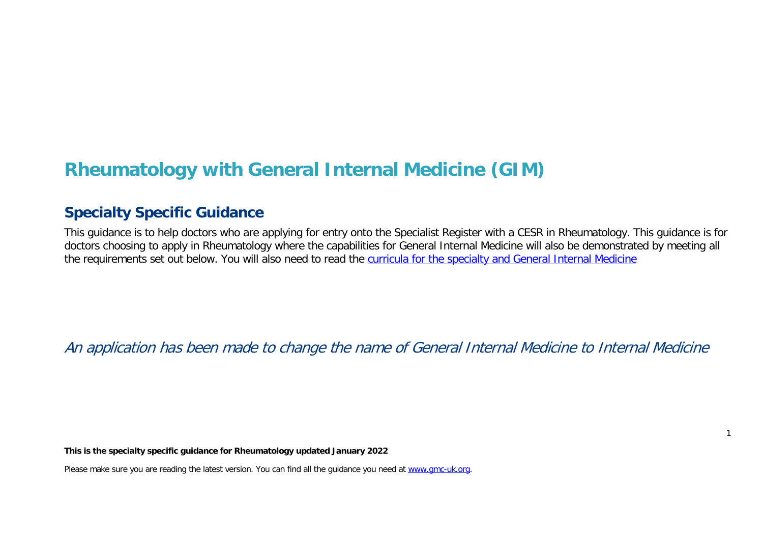# Rheumatology with General Internal Medicine (GIM)

## Specialty Specific Guidance

This guidance is to help doctors who are applying for entry onto the Specialist Register with a CESR in Rheumatology. This guidance is for doctors choosing to apply in Rheumatology where the capabilities for General Internal Medicine will also be demonstrated by meeting all the requirements set out below. You will also need to read the [curricula for the specialty and General Internal Medicine]()

*An application has been made to change the name of General Internal Medicine to Internal Medicine*

**This is the specialty specific guidance for Rheumatology updated January 2022**

Please make sure you are reading the latest version. You can find all the guidance you need at [www.gmc-uk.org](www.gmc-uk.org).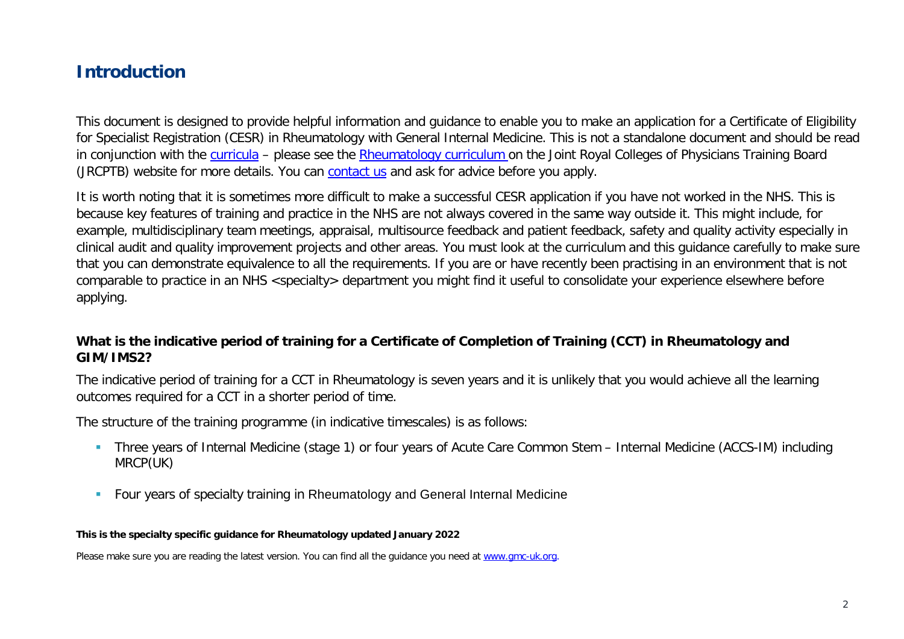# Introduction

This document is designed to provide helpful information and guidance to enable you to make an application for a Certificate of Eligibility for Specialist Registration (CESR) in Rheumatology with General Internal Medicine. This is not a standalone document and should be read in conjunction with the [curricula](#) – please see the [Rheumatology curriculum](#) on the Joint Royal Colleges of Physicians Training Board (JRCPTB) website for more details. You can [contact us](#) and ask for advice before you apply.

It is worth noting that it is sometimes more difficult to make a successful CESR application if you have not worked in the NHS. This is because key features of training and practice in the NHS are not always covered in the same way outside it. This might include, for example, multidisciplinary team meetings, appraisal, multisource feedback and patient feedback, safety and quality activity especially in clinical audit and quality improvement projects and other areas. You must look at the curriculum and this guidance carefully to make sure that you can demonstrate equivalence to all the requirements. If you are or have recently been practising in an environment that is not comparable to practice in an NHS <specialty> department you might find it useful to consolidate your experience elsewhere before applying.

### What is the indicative period of training for a Certificate of Completion of Training (CCT) in Rheumatology and GIM/IMS2?

The indicative period of training for a CCT in Rheumatology is seven years and it is unlikely that you would achieve all the learning outcomes required for a CCT in a shorter period of time.

The structure of the training programme (in indicative timescales) is as follows:

- Three years of Internal Medicine (stage 1) or four years of Acute Care Common Stem – Internal Medicine (ACCS-IM) including MRCP(UK)
- Four years of specialty training in Rheumatology and General Internal Medicine

**This is the specialty specific guidance for Rheumatology updated January 2022**

Please make sure you are reading the latest version. You can find all the guidance you need at [www.gmc-uk.org](www.gmc-uk.org).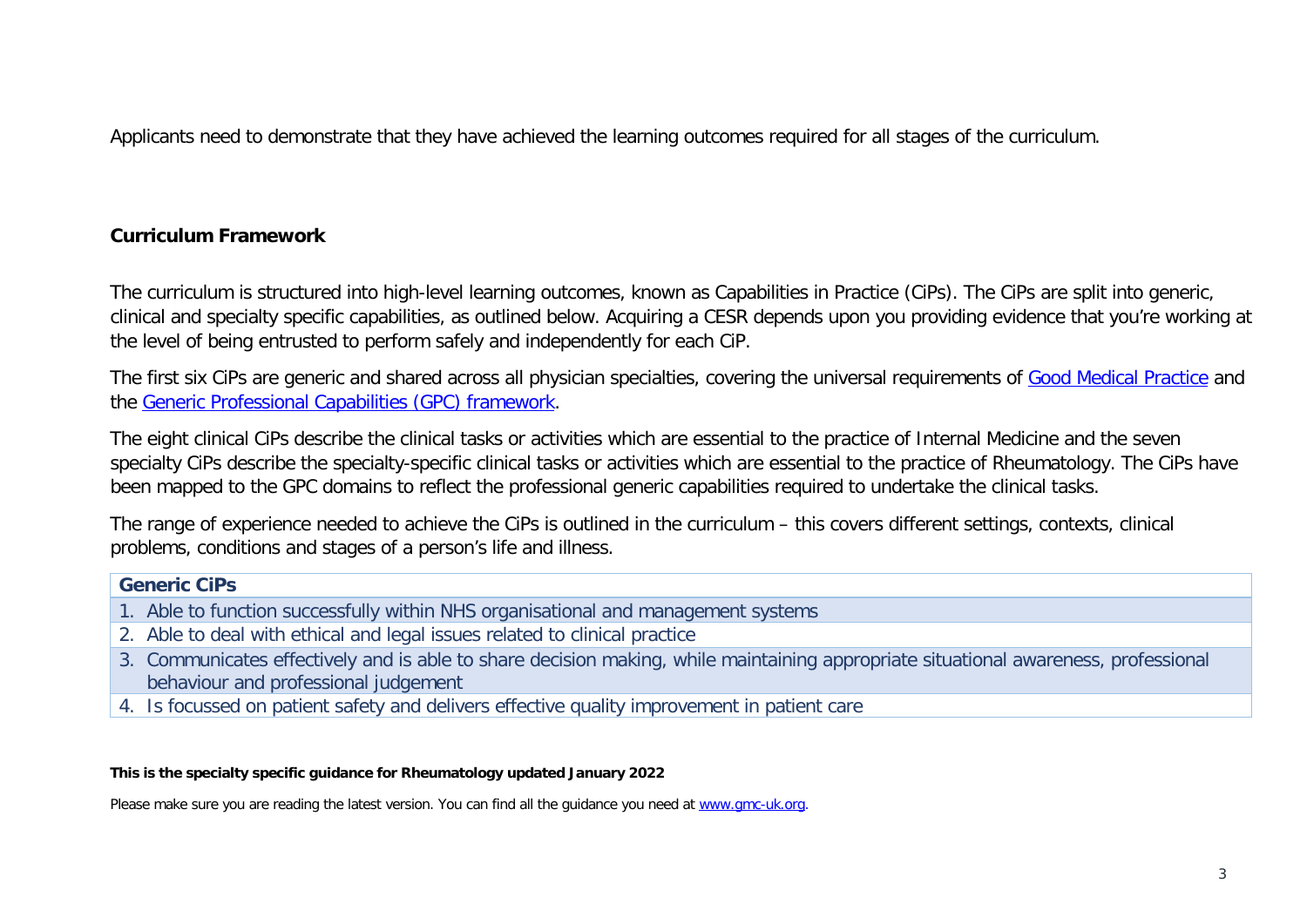Applicants need to demonstrate that they have achieved the learning outcomes required for all stages of the curriculum.

## Curriculum Framework

The curriculum is structured into high-level learning outcomes, known as Capabilities in Practice (CiPs). The CiPs are split into generic, clinical and specialty specific capabilities, as outlined below. Acquiring a CESR depends upon you providing evidence that you're working at the level of being entrusted to perform safely and independently for each CiP.

The first six CiPs are generic and shared across all physician specialties, covering the universal requirements of [Good Medical Practice] and the [Generic Professional Capabilities (GPC) framework].

The eight clinical CiPs describe the clinical tasks or activities which are essential to the practice of Internal Medicine and the seven specialty CiPs describe the specialty-specific clinical tasks or activities which are essential to the practice of Rheumatology. The CiPs have been mapped to the GPC domains to reflect the professional generic capabilities required to undertake the clinical tasks.

The range of experience needed to achieve the CiPs is outlined in the curriculum – this covers different settings, contexts, clinical problems, conditions and stages of a person's life and illness.

| Generic CiPs |
| --- |
| 1. Able to function successfully within NHS organisational and management systems |
| 2. Able to deal with ethical and legal issues related to clinical practice |
| 3. Communicates effectively and is able to share decision making, while maintaining appropriate situational awareness, professional behaviour and professional judgement |
| 4. Is focussed on patient safety and delivers effective quality improvement in patient care |

**This is the specialty specific guidance for Rheumatology updated January 2022**

Please make sure you are reading the latest version. You can find all the guidance you need at www.gmc-uk.org.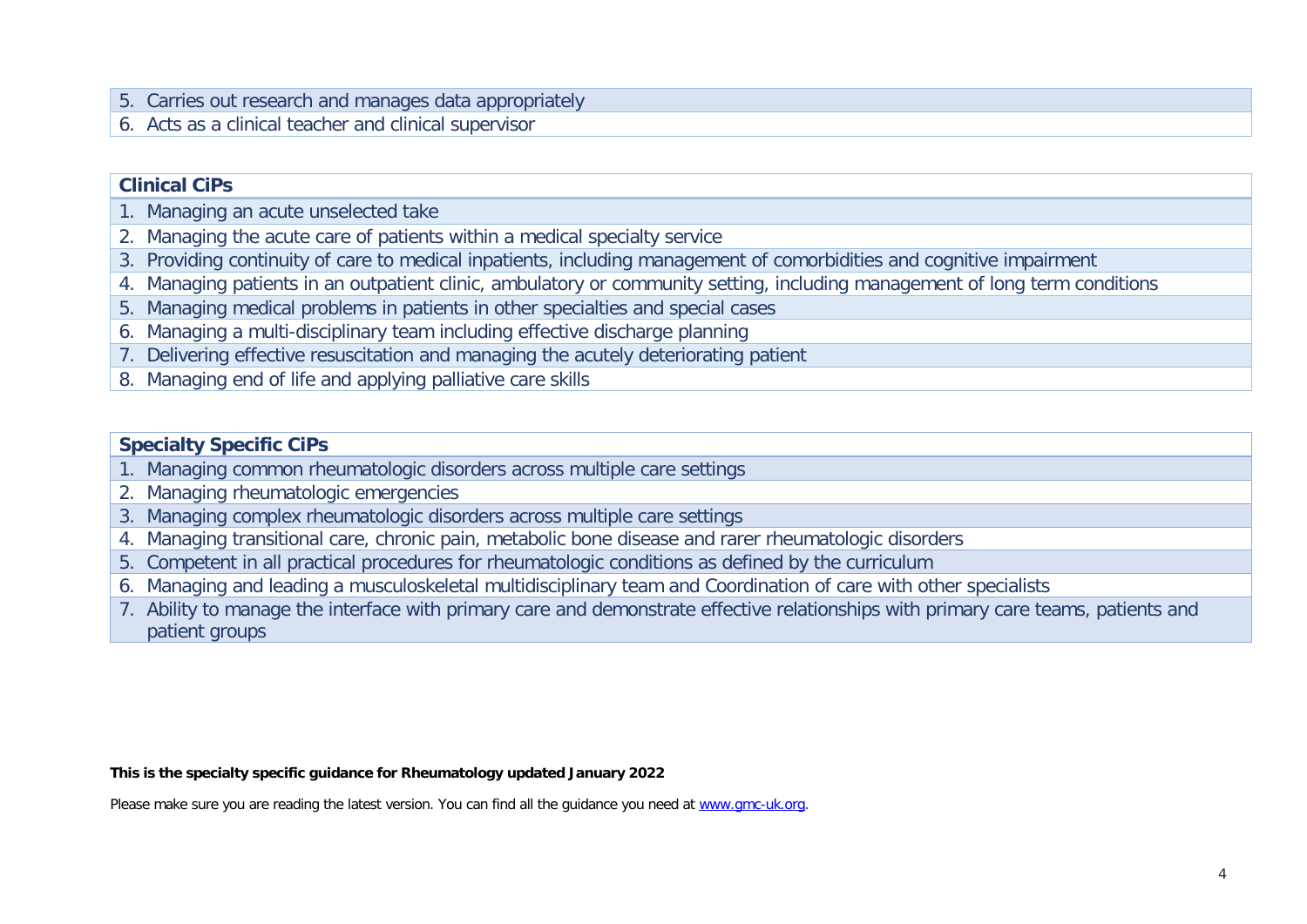| |
|---|
| 5. Carries out research and manages data appropriately |
| 6. Acts as a clinical teacher and clinical supervisor |

| **Clinical CiPs** |
|---|
| 1. Managing an acute unselected take |
| 2. Managing the acute care of patients within a medical specialty service |
| 3. Providing continuity of care to medical inpatients, including management of comorbidities and cognitive impairment |
| 4. Managing patients in an outpatient clinic, ambulatory or community setting, including management of long term conditions |
| 5. Managing medical problems in patients in other specialties and special cases |
| 6. Managing a multi-disciplinary team including effective discharge planning |
| 7. Delivering effective resuscitation and managing the acutely deteriorating patient |
| 8. Managing end of life and applying palliative care skills |

| **Specialty Specific CiPs** |
|---|
| 1. Managing common rheumatologic disorders across multiple care settings |
| 2. Managing rheumatologic emergencies |
| 3. Managing complex rheumatologic disorders across multiple care settings |
| 4. Managing transitional care, chronic pain, metabolic bone disease and rarer rheumatologic disorders |
| 5. Competent in all practical procedures for rheumatologic conditions as defined by the curriculum |
| 6. Managing and leading a musculoskeletal multidisciplinary team and Coordination of care with other specialists |
| 7. Ability to manage the interface with primary care and demonstrate effective relationships with primary care teams, patients and patient groups |

**This is the specialty specific guidance for Rheumatology updated January 2022**

Please make sure you are reading the latest version. You can find all the guidance you need at [www.gmc-uk.org](http://www.gmc-uk.org).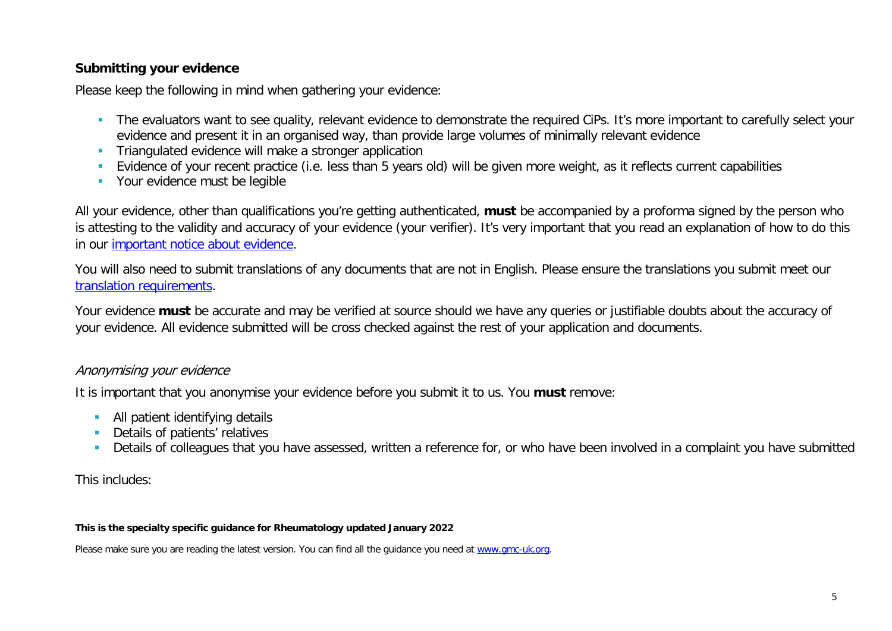## Submitting your evidence

Please keep the following in mind when gathering your evidence:

- The evaluators want to see quality, relevant evidence to demonstrate the required CiPs. It's more important to carefully select your evidence and present it in an organised way, than provide large volumes of minimally relevant evidence
- Triangulated evidence will make a stronger application
- Evidence of your recent practice (i.e. less than 5 years old) will be given more weight, as it reflects current capabilities
- Your evidence must be legible

All your evidence, other than qualifications you're getting authenticated, **must** be accompanied by a proforma signed by the person who is attesting to the validity and accuracy of your evidence (your verifier). It's very important that you read an explanation of how to do this in our important notice about evidence.

You will also need to submit translations of any documents that are not in English. Please ensure the translations you submit meet our translation requirements.

Your evidence **must** be accurate and may be verified at source should we have any queries or justifiable doubts about the accuracy of your evidence. All evidence submitted will be cross checked against the rest of your application and documents.

### *Anonymising your evidence*

It is important that you anonymise your evidence before you submit it to us. You **must** remove:

- All patient identifying details
- Details of patients' relatives
- Details of colleagues that you have assessed, written a reference for, or who have been involved in a complaint you have submitted

This includes: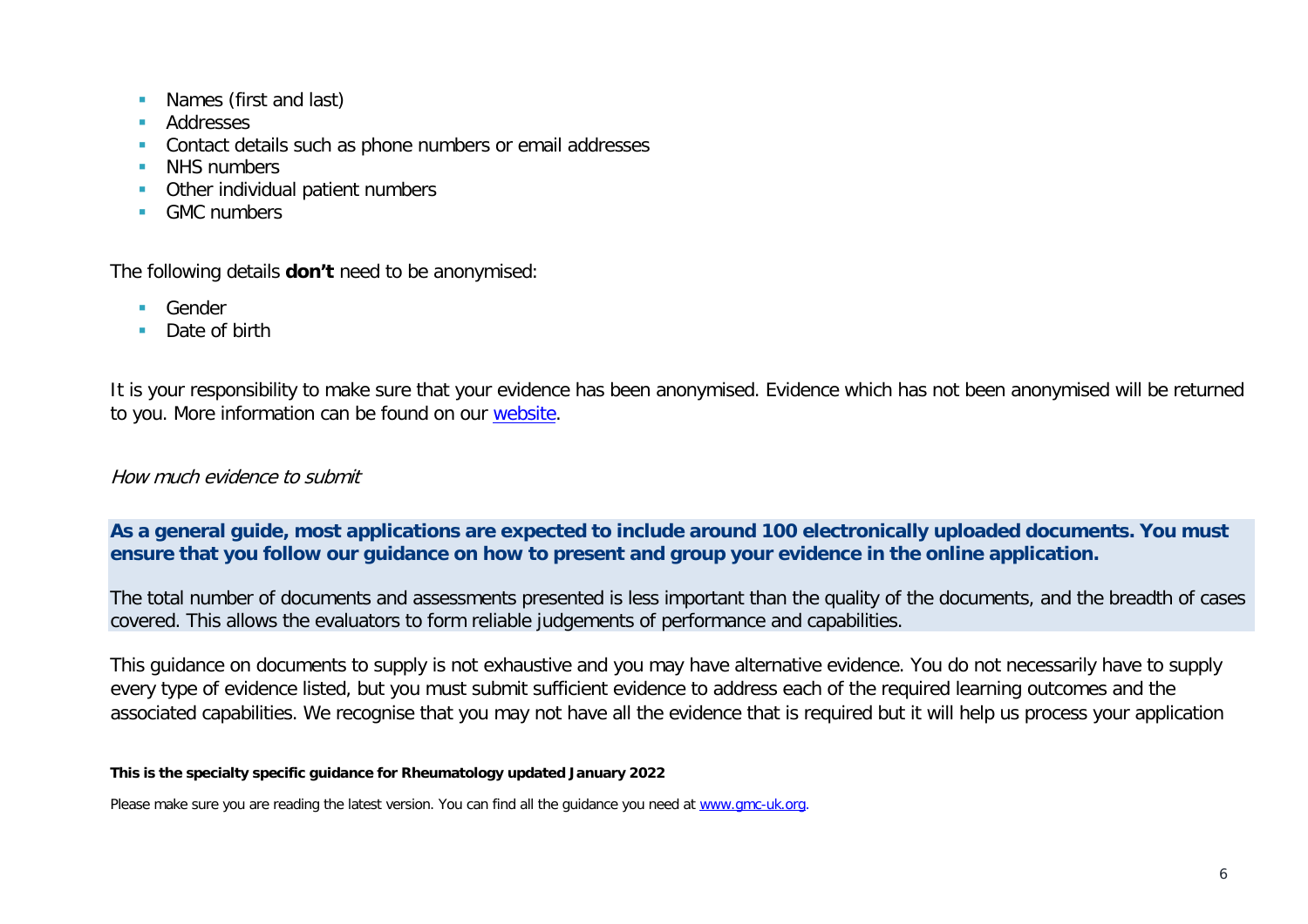- Names (first and last)
- Addresses
- Contact details such as phone numbers or email addresses
- NHS numbers
- Other individual patient numbers
- GMC numbers

The following details **don't** need to be anonymised:

- Gender
- Date of birth

It is your responsibility to make sure that your evidence has been anonymised. Evidence which has not been anonymised will be returned to you. More information can be found on our [website](#).

*How much evidence to submit*

**As a general guide, most applications are expected to include around 100 electronically uploaded documents. You must ensure that you follow our guidance on how to present and group your evidence in the online application.**

The total number of documents and assessments presented is less important than the quality of the documents, and the breadth of cases covered. This allows the evaluators to form reliable judgements of performance and capabilities.

This guidance on documents to supply is not exhaustive and you may have alternative evidence. You do not necessarily have to supply every type of evidence listed, but you must submit sufficient evidence to address each of the required learning outcomes and the associated capabilities. We recognise that you may not have all the evidence that is required but it will help us process your application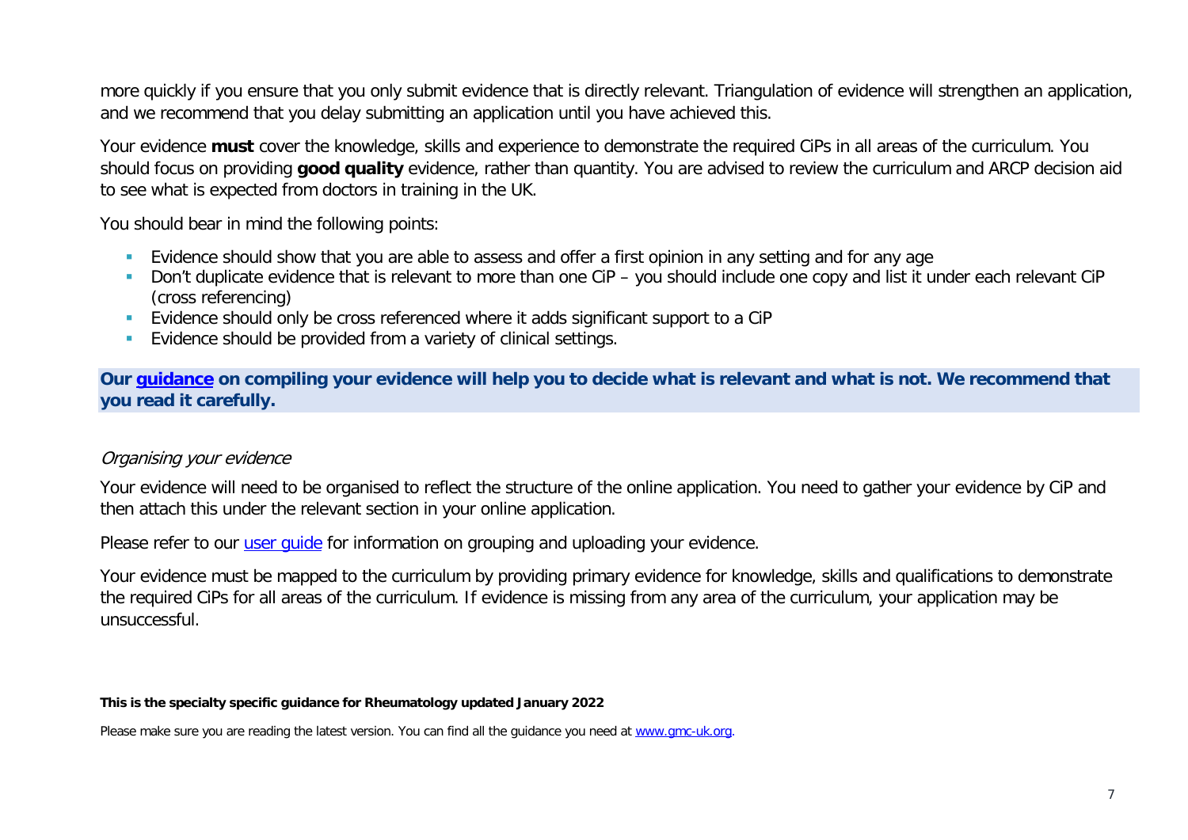more quickly if you ensure that you only submit evidence that is directly relevant. Triangulation of evidence will strengthen an application, and we recommend that you delay submitting an application until you have achieved this.

Your evidence **must** cover the knowledge, skills and experience to demonstrate the required CiPs in all areas of the curriculum. You should focus on providing **good quality** evidence, rather than quantity. You are advised to review the curriculum and ARCP decision aid to see what is expected from doctors in training in the UK.

You should bear in mind the following points:

- Evidence should show that you are able to assess and offer a first opinion in any setting and for any age
- Don't duplicate evidence that is relevant to more than one CiP – you should include one copy and list it under each relevant CiP (cross referencing)
- Evidence should only be cross referenced where it adds significant support to a CiP
- Evidence should be provided from a variety of clinical settings.

**Our guidance on compiling your evidence will help you to decide what is relevant and what is not. We recommend that you read it carefully.**

*Organising your evidence*

Your evidence will need to be organised to reflect the structure of the online application. You need to gather your evidence by CiP and then attach this under the relevant section in your online application.

Please refer to our user guide for information on grouping and uploading your evidence.

Your evidence must be mapped to the curriculum by providing primary evidence for knowledge, skills and qualifications to demonstrate the required CiPs for all areas of the curriculum. If evidence is missing from any area of the curriculum, your application may be unsuccessful.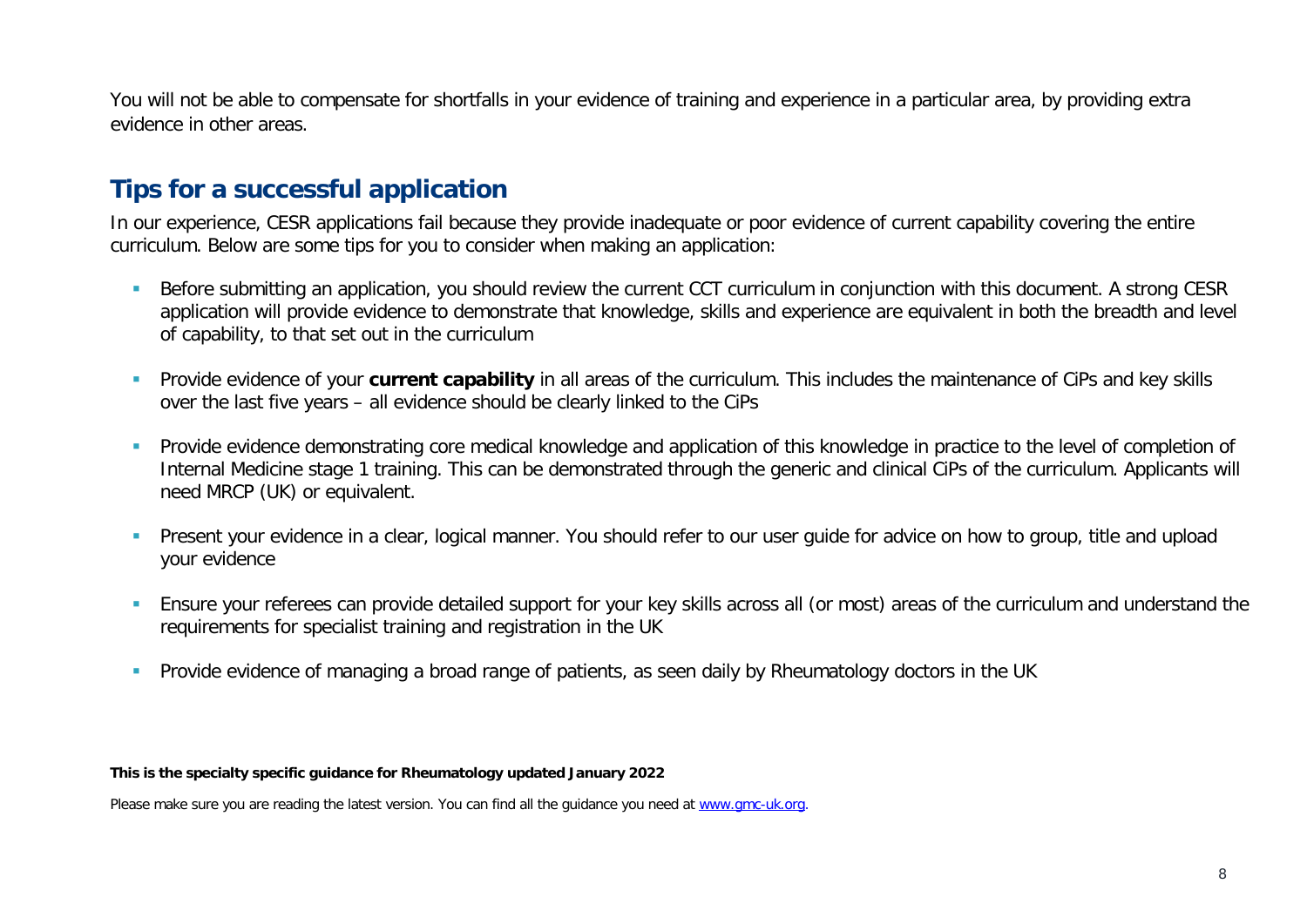You will not be able to compensate for shortfalls in your evidence of training and experience in a particular area, by providing extra evidence in other areas.

## Tips for a successful application

In our experience, CESR applications fail because they provide inadequate or poor evidence of current capability covering the entire curriculum. Below are some tips for you to consider when making an application:

- Before submitting an application, you should review the current CCT curriculum in conjunction with this document. A strong CESR application will provide evidence to demonstrate that knowledge, skills and experience are equivalent in both the breadth and level of capability, to that set out in the curriculum
- Provide evidence of your **current capability** in all areas of the curriculum. This includes the maintenance of CiPs and key skills over the last five years – all evidence should be clearly linked to the CiPs
- Provide evidence demonstrating core medical knowledge and application of this knowledge in practice to the level of completion of Internal Medicine stage 1 training. This can be demonstrated through the generic and clinical CiPs of the curriculum. Applicants will need MRCP (UK) or equivalent.
- Present your evidence in a clear, logical manner. You should refer to our user guide for advice on how to group, title and upload your evidence
- Ensure your referees can provide detailed support for your key skills across all (or most) areas of the curriculum and understand the requirements for specialist training and registration in the UK
- Provide evidence of managing a broad range of patients, as seen daily by Rheumatology doctors in the UK

**This is the specialty specific guidance for Rheumatology updated January 2022**

Please make sure you are reading the latest version. You can find all the guidance you need at [www.gmc-uk.org](http://www.gmc-uk.org).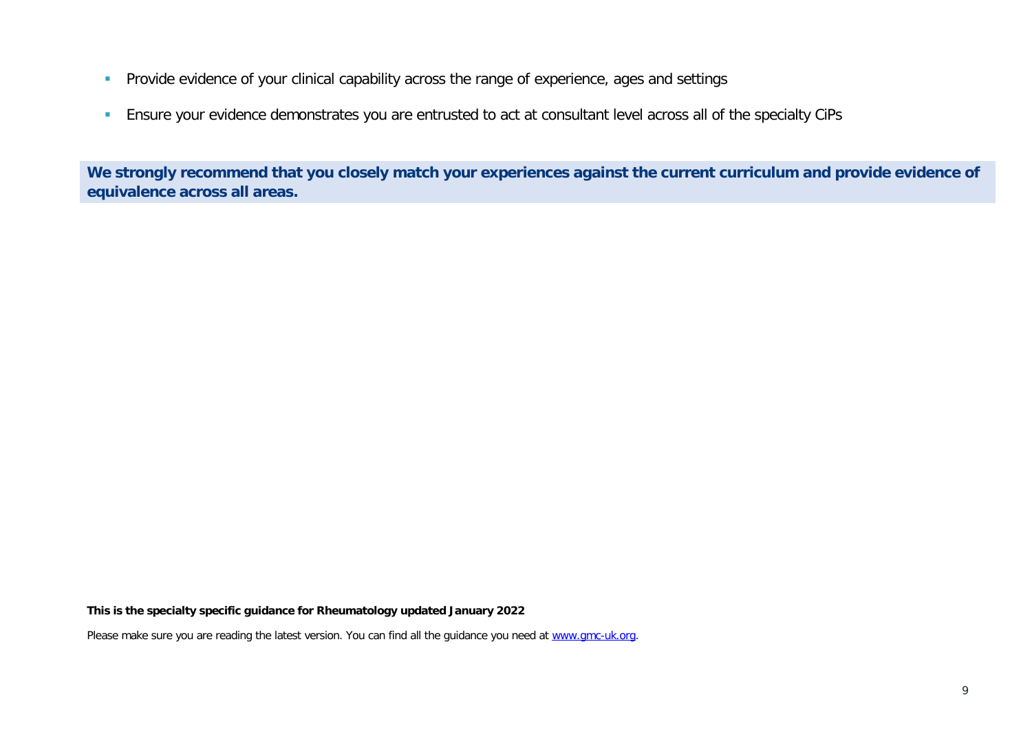- Provide evidence of your clinical capability across the range of experience, ages and settings
- Ensure your evidence demonstrates you are entrusted to act at consultant level across all of the specialty CiPs

**We strongly recommend that you closely match your experiences against the current curriculum and provide evidence of equivalence across all areas.**

**This is the specialty specific guidance for Rheumatology updated January 2022**

Please make sure you are reading the latest version. You can find all the guidance you need at [www.gmc-uk.org](www.gmc-uk.org).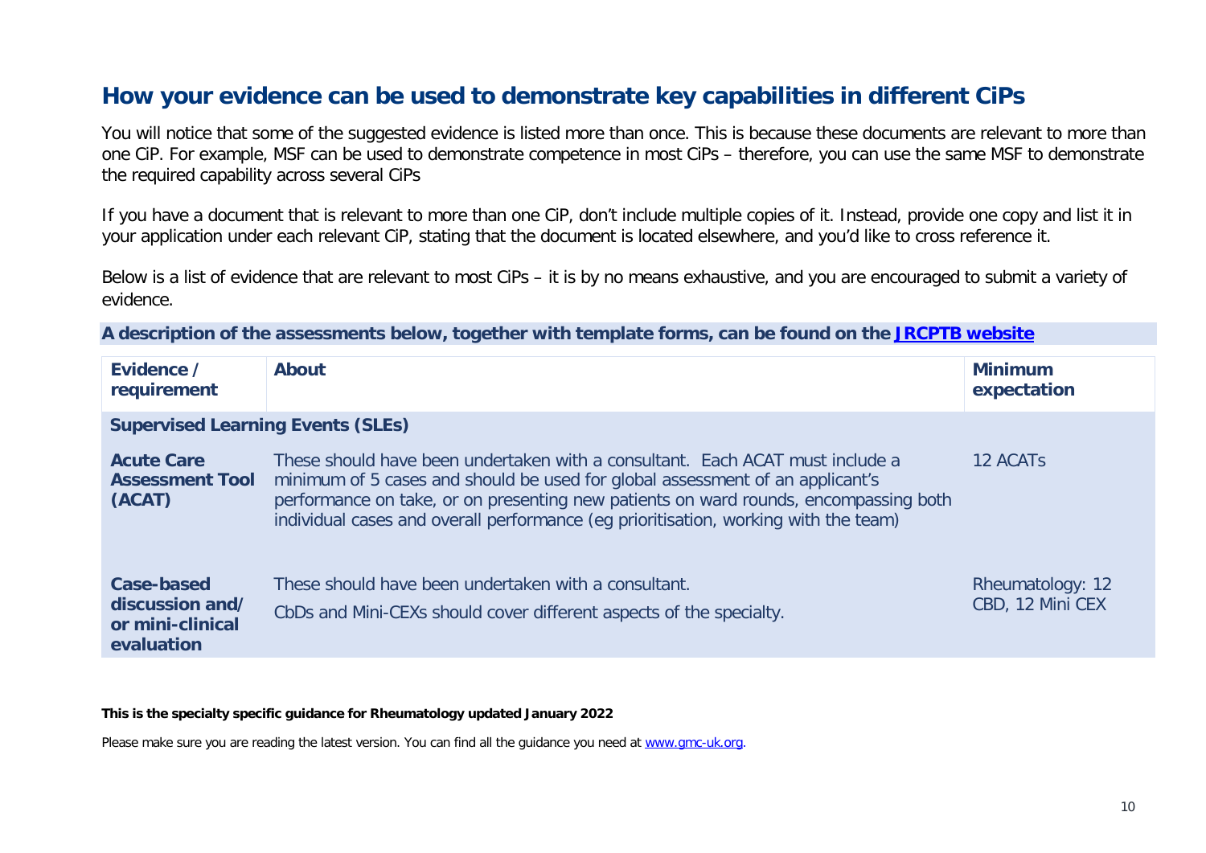## How your evidence can be used to demonstrate key capabilities in different CiPs

You will notice that some of the suggested evidence is listed more than once. This is because these documents are relevant to more than one CiP. For example, MSF can be used to demonstrate competence in most CiPs – therefore, you can use the same MSF to demonstrate the required capability across several CiPs

If you have a document that is relevant to more than one CiP, don't include multiple copies of it. Instead, provide one copy and list it in your application under each relevant CiP, stating that the document is located elsewhere, and you'd like to cross reference it.

Below is a list of evidence that are relevant to most CiPs – it is by no means exhaustive, and you are encouraged to submit a variety of evidence.

**A description of the assessments below, together with template forms, can be found on the [JRCPTB website](JRCPTB website)**

| Evidence / requirement | About | Minimum expectation |
|---|---|---|
| **Supervised Learning Events (SLEs)** | | |
| **Acute Care Assessment Tool (ACAT)** | These should have been undertaken with a consultant. Each ACAT must include a minimum of 5 cases and should be used for global assessment of an applicant's performance on take, or on presenting new patients on ward rounds, encompassing both individual cases and overall performance (eg prioritisation, working with the team) | 12 ACATs |
| **Case-based discussion and/ or mini-clinical evaluation** | These should have been undertaken with a consultant.<br>CbDs and Mini-CEXs should cover different aspects of the specialty. | Rheumatology: 12 CBD, 12 Mini CEX |

**This is the specialty specific guidance for Rheumatology updated January 2022**

Please make sure you are reading the latest version. You can find all the guidance you need at [www.gmc-uk.org](www.gmc-uk.org).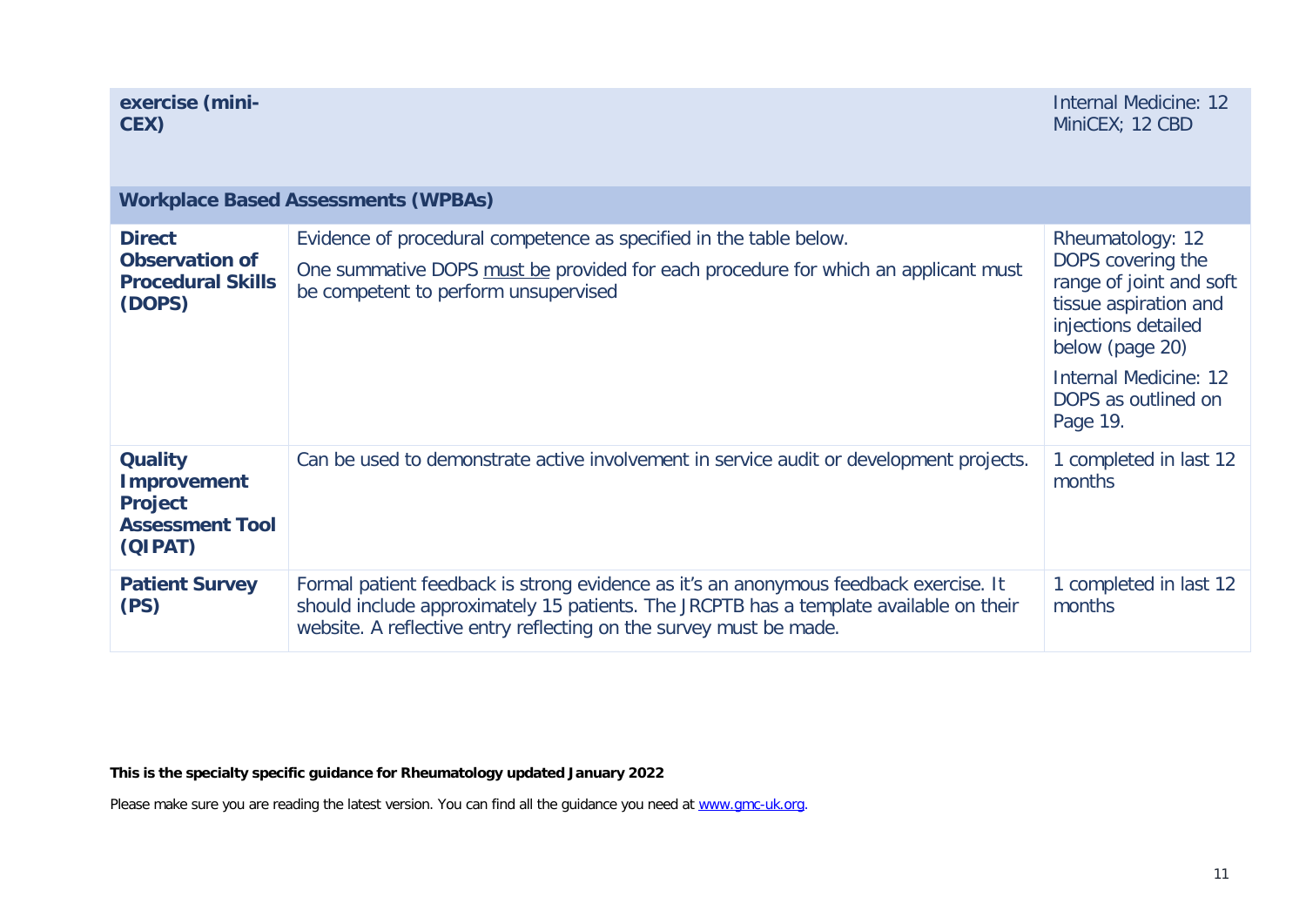| | | |
|---|---|---|
| **exercise (mini-CEX)** | | Internal Medicine: 12 MiniCEX; 12 CBD |
| **Workplace Based Assessments (WPBAs)** | | |
| **Direct Observation of Procedural Skills (DOPS)** | Evidence of procedural competence as specified in the table below.<br><br>One summative DOPS must be provided for each procedure for which an applicant must be competent to perform unsupervised | Rheumatology: 12 DOPS covering the range of joint and soft tissue aspiration and injections detailed below (page 20)<br><br>Internal Medicine: 12 DOPS as outlined on Page 19. |
| **Quality Improvement Project Assessment Tool (QIPAT)** | Can be used to demonstrate active involvement in service audit or development projects. | 1 completed in last 12 months |
| **Patient Survey (PS)** | Formal patient feedback is strong evidence as it's an anonymous feedback exercise. It should include approximately 15 patients. The JRCPTB has a template available on their website. A reflective entry reflecting on the survey must be made. | 1 completed in last 12 months |

**This is the specialty specific guidance for Rheumatology updated January 2022**

Please make sure you are reading the latest version. You can find all the guidance you need at www.gmc-uk.org.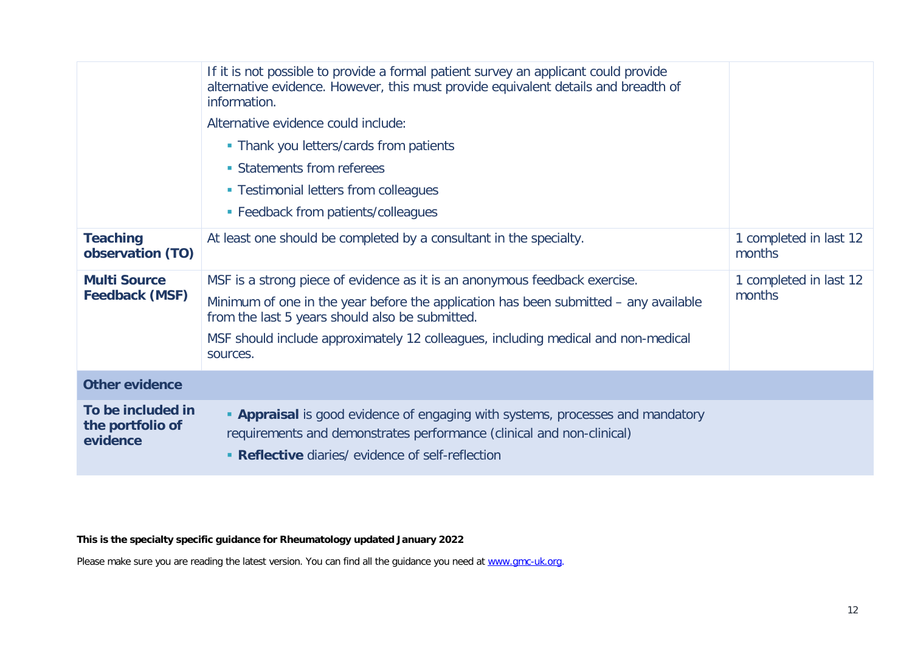| | | |
|---|---|---|
| | If it is not possible to provide a formal patient survey an applicant could provide alternative evidence. However, this must provide equivalent details and breadth of information.<br><br>Alternative evidence could include:<br><br>▪ Thank you letters/cards from patients<br>▪ Statements from referees<br>▪ Testimonial letters from colleagues<br>▪ Feedback from patients/colleagues | |
| **Teaching observation (TO)** | At least one should be completed by a consultant in the specialty. | 1 completed in last 12 months |
| **Multi Source Feedback (MSF)** | MSF is a strong piece of evidence as it is an anonymous feedback exercise.<br><br>Minimum of one in the year before the application has been submitted – any available from the last 5 years should also be submitted.<br><br>MSF should include approximately 12 colleagues, including medical and non-medical sources. | 1 completed in last 12 months |
| **Other evidence** | | |
| **To be included in the portfolio of evidence** | ▪ **Appraisal** is good evidence of engaging with systems, processes and mandatory requirements and demonstrates performance (clinical and non-clinical)<br><br>▪ **Reflective** diaries/ evidence of self-reflection | |

**This is the specialty specific guidance for Rheumatology updated January 2022**

Please make sure you are reading the latest version. You can find all the guidance you need at www.gmc-uk.org.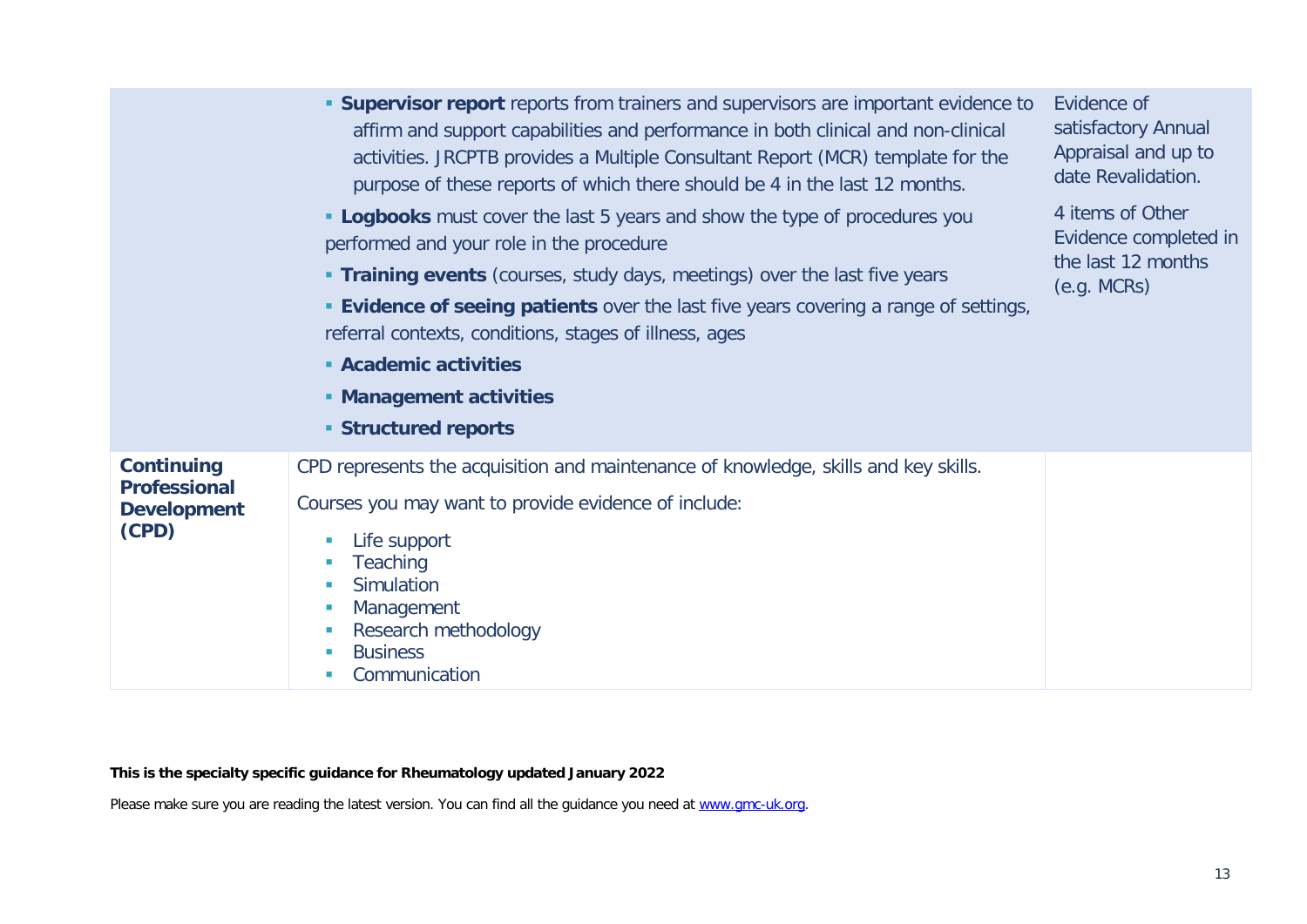| | | |
|---|---|---|
| | ▪ **Supervisor report** reports from trainers and supervisors are important evidence to affirm and support capabilities and performance in both clinical and non-clinical activities. JRCPTB provides a Multiple Consultant Report (MCR) template for the purpose of these reports of which there should be 4 in the last 12 months.<br>▪ **Logbooks** must cover the last 5 years and show the type of procedures you performed and your role in the procedure<br>▪ **Training events** (courses, study days, meetings) over the last five years<br>▪ **Evidence of seeing patients** over the last five years covering a range of settings, referral contexts, conditions, stages of illness, ages<br>▪ **Academic activities**<br>▪ **Management activities**<br>▪ **Structured reports** | Evidence of satisfactory Annual Appraisal and up to date Revalidation.<br><br>4 items of Other Evidence completed in the last 12 months (e.g. MCRs) |
| **Continuing Professional Development (CPD)** | CPD represents the acquisition and maintenance of knowledge, skills and key skills.<br><br>Courses you may want to provide evidence of include:<br>▪ Life support<br>▪ Teaching<br>▪ Simulation<br>▪ Management<br>▪ Research methodology<br>▪ Business<br>▪ Communication | |

**This is the specialty specific guidance for Rheumatology updated January 2022**

Please make sure you are reading the latest version. You can find all the guidance you need at [www.gmc-uk.org](www.gmc-uk.org).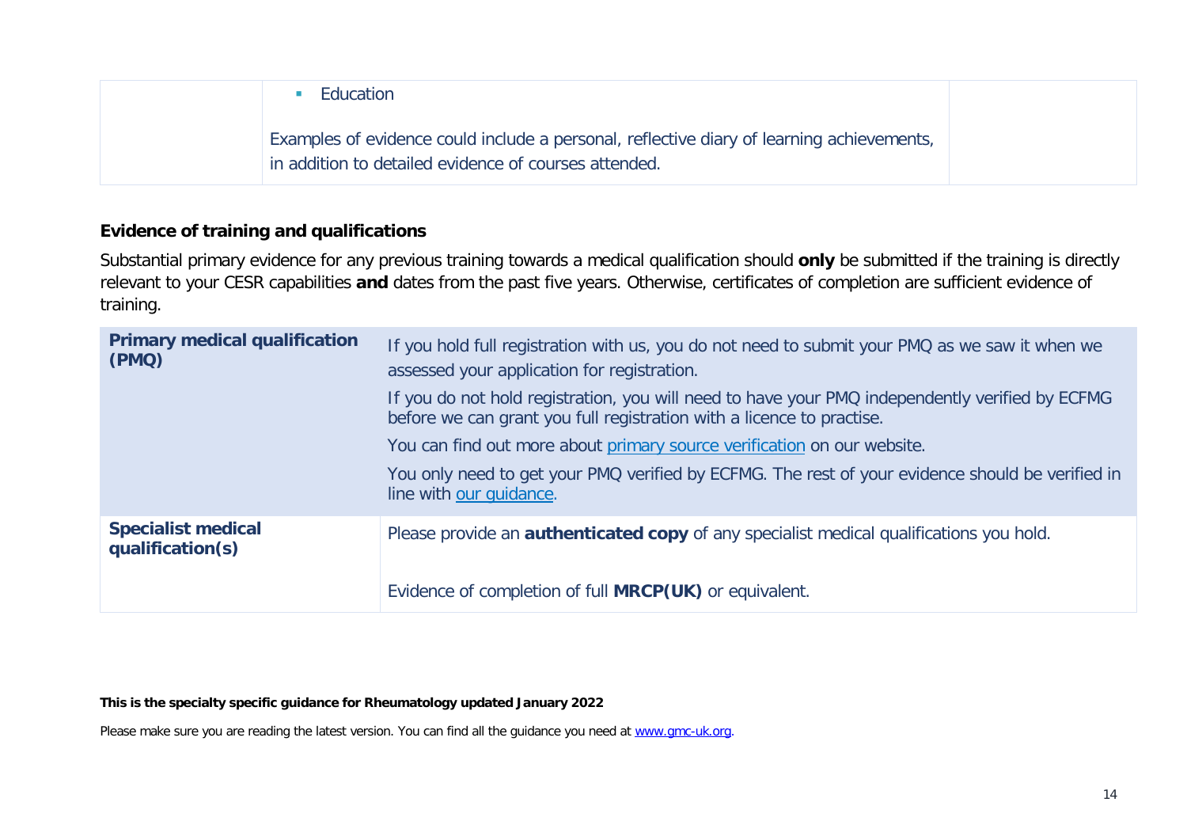| | ▪ Education<br><br>Examples of evidence could include a personal, reflective diary of learning achievements, in addition to detailed evidence of courses attended. | |
|---|---|---|

### Evidence of training and qualifications

Substantial primary evidence for any previous training towards a medical qualification should **only** be submitted if the training is directly relevant to your CESR capabilities **and** dates from the past five years. Otherwise, certificates of completion are sufficient evidence of training.

| | |
|---|---|
| **Primary medical qualification (PMQ)** | If you hold full registration with us, you do not need to submit your PMQ as we saw it when we assessed your application for registration.<br><br>If you do not hold registration, you will need to have your PMQ independently verified by ECFMG before we can grant you full registration with a licence to practise.<br><br>You can find out more about primary source verification on our website.<br><br>You only need to get your PMQ verified by ECFMG. The rest of your evidence should be verified in line with our guidance. |
| **Specialist medical qualification(s)** | Please provide an **authenticated copy** of any specialist medical qualifications you hold.<br><br>Evidence of completion of full **MRCP(UK)** or equivalent. |

**This is the specialty specific guidance for Rheumatology updated January 2022**

Please make sure you are reading the latest version. You can find all the guidance you need at www.gmc-uk.org.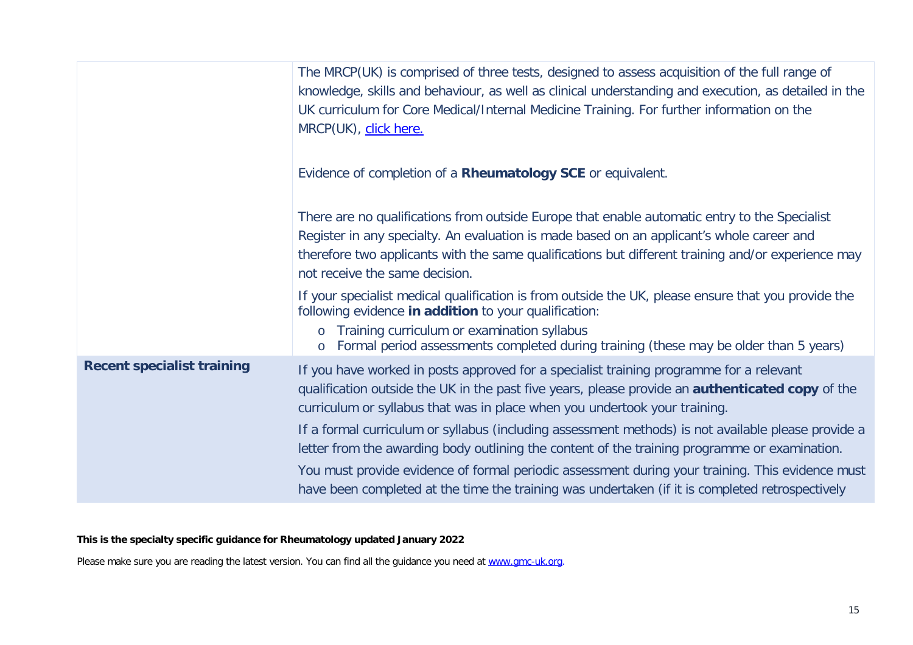| | |
|---|---|
| | The MRCP(UK) is comprised of three tests, designed to assess acquisition of the full range of knowledge, skills and behaviour, as well as clinical understanding and execution, as detailed in the UK curriculum for Core Medical/Internal Medicine Training. For further information on the MRCP(UK), click here.<br><br>Evidence of completion of a **Rheumatology SCE** or equivalent.<br><br>There are no qualifications from outside Europe that enable automatic entry to the Specialist Register in any specialty. An evaluation is made based on an applicant's whole career and therefore two applicants with the same qualifications but different training and/or experience may not receive the same decision.<br><br>If your specialist medical qualification is from outside the UK, please ensure that you provide the following evidence **in addition** to your qualification:<br>o Training curriculum or examination syllabus<br>o Formal period assessments completed during training (these may be older than 5 years) |
| **Recent specialist training** | If you have worked in posts approved for a specialist training programme for a relevant qualification outside the UK in the past five years, please provide an **authenticated copy** of the curriculum or syllabus that was in place when you undertook your training.<br><br>If a formal curriculum or syllabus (including assessment methods) is not available please provide a letter from the awarding body outlining the content of the training programme or examination.<br><br>You must provide evidence of formal periodic assessment during your training. This evidence must have been completed at the time the training was undertaken (if it is completed retrospectively |

**This is the specialty specific guidance for Rheumatology updated January 2022**

Please make sure you are reading the latest version. You can find all the guidance you need at www.gmc-uk.org.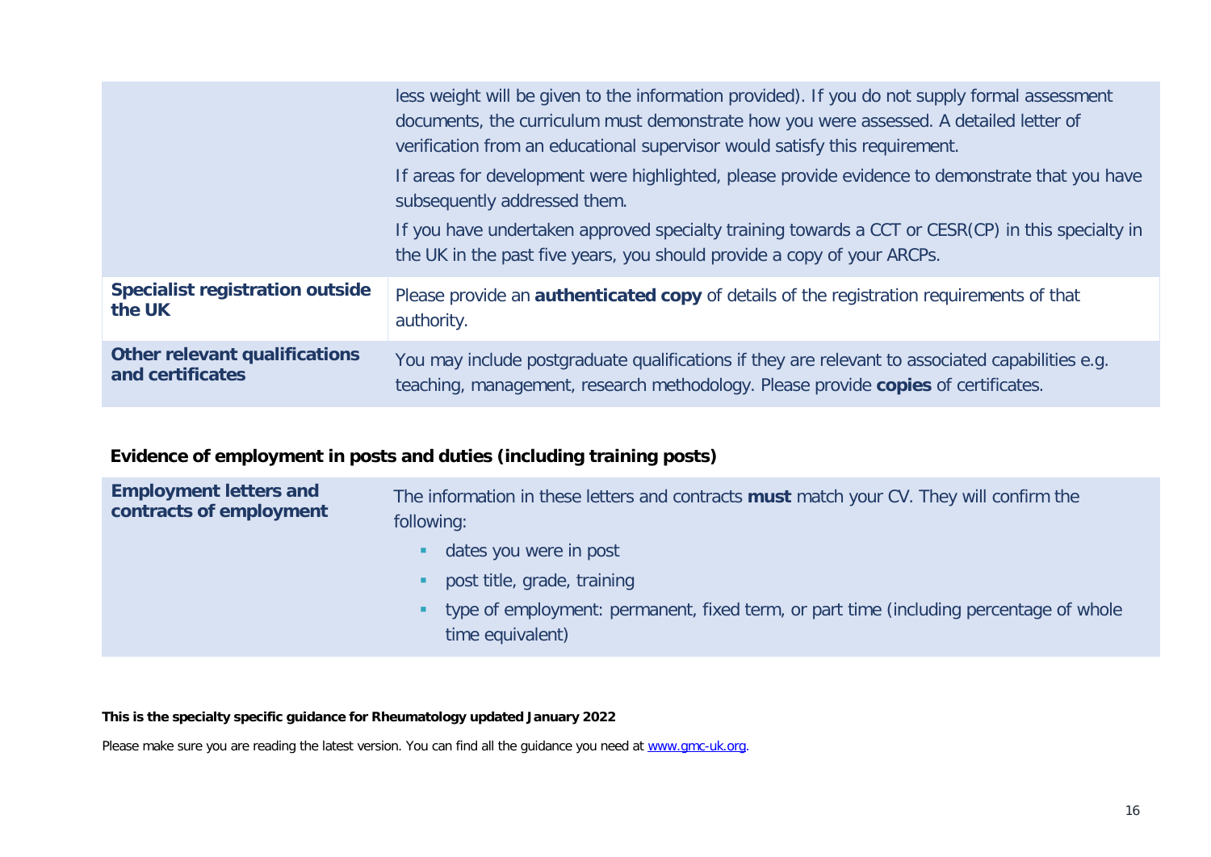| | |
|---|---|
| | less weight will be given to the information provided). If you do not supply formal assessment documents, the curriculum must demonstrate how you were assessed. A detailed letter of verification from an educational supervisor would satisfy this requirement.<br><br>If areas for development were highlighted, please provide evidence to demonstrate that you have subsequently addressed them.<br><br>If you have undertaken approved specialty training towards a CCT or CESR(CP) in this specialty in the UK in the past five years, you should provide a copy of your ARCPs. |
| **Specialist registration outside the UK** | Please provide an **authenticated copy** of details of the registration requirements of that authority. |
| **Other relevant qualifications and certificates** | You may include postgraduate qualifications if they are relevant to associated capabilities e.g. teaching, management, research methodology. Please provide **copies** of certificates. |

**Evidence of employment in posts and duties (including training posts)**

| | |
|---|---|
| **Employment letters and contracts of employment** | The information in these letters and contracts **must** match your CV. They will confirm the following:<br>- dates you were in post<br>- post title, grade, training<br>- type of employment: permanent, fixed term, or part time (including percentage of whole time equivalent) |

**This is the specialty specific guidance for Rheumatology updated January 2022**

Please make sure you are reading the latest version. You can find all the guidance you need at www.gmc-uk.org.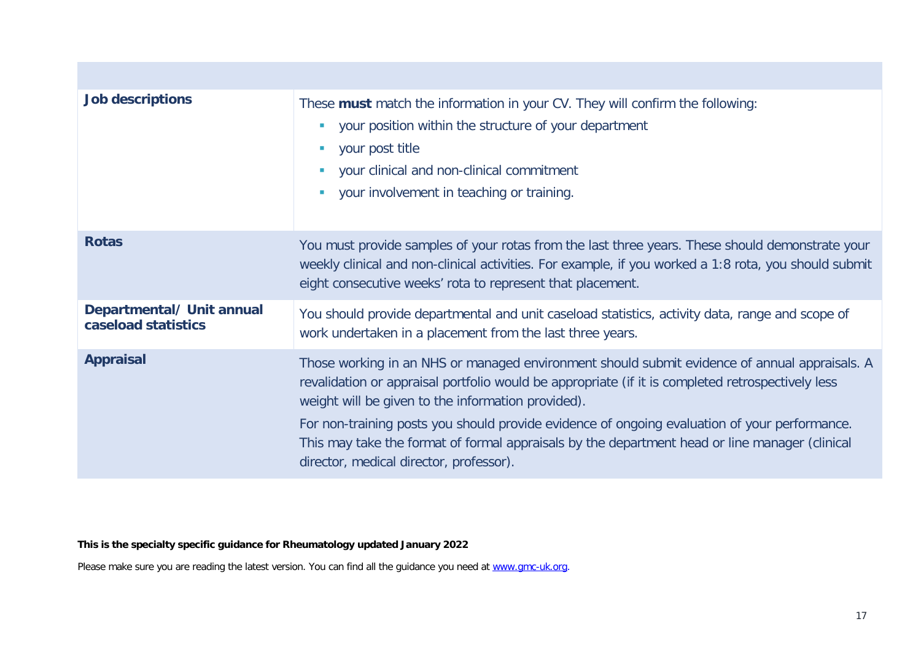| | |
|---|---|
| **Job descriptions** | These **must** match the information in your CV. They will confirm the following:<br>- your position within the structure of your department<br>- your post title<br>- your clinical and non-clinical commitment<br>- your involvement in teaching or training. |
| **Rotas** | You must provide samples of your rotas from the last three years. These should demonstrate your weekly clinical and non-clinical activities. For example, if you worked a 1:8 rota, you should submit eight consecutive weeks' rota to represent that placement. |
| **Departmental/ Unit annual caseload statistics** | You should provide departmental and unit caseload statistics, activity data, range and scope of work undertaken in a placement from the last three years. |
| **Appraisal** | Those working in an NHS or managed environment should submit evidence of annual appraisals. A revalidation or appraisal portfolio would be appropriate (if it is completed retrospectively less weight will be given to the information provided).<br>For non-training posts you should provide evidence of ongoing evaluation of your performance. This may take the format of formal appraisals by the department head or line manager (clinical director, medical director, professor). |

**This is the specialty specific guidance for Rheumatology updated January 2022**

Please make sure you are reading the latest version. You can find all the guidance you need at www.gmc-uk.org.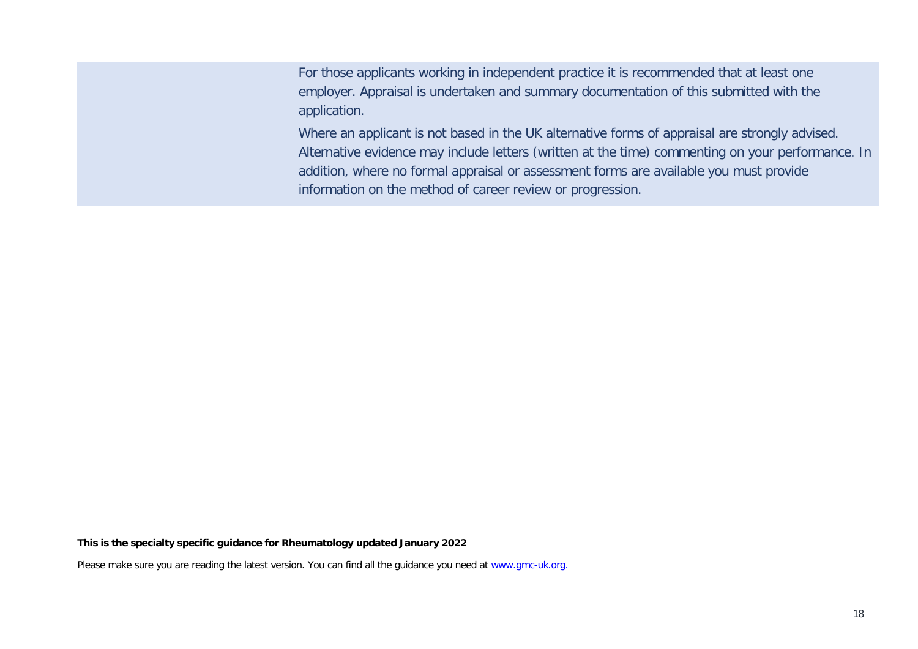|  | For those applicants working in independent practice it is recommended that at least one employer. Appraisal is undertaken and summary documentation of this submitted with the application.<br><br>Where an applicant is not based in the UK alternative forms of appraisal are strongly advised. Alternative evidence may include letters (written at the time) commenting on your performance. In addition, where no formal appraisal or assessment forms are available you must provide information on the method of career review or progression. |
|---|---|

**This is the specialty specific guidance for Rheumatology updated January 2022**

Please make sure you are reading the latest version. You can find all the guidance you need at [www.gmc-uk.org](http://www.gmc-uk.org).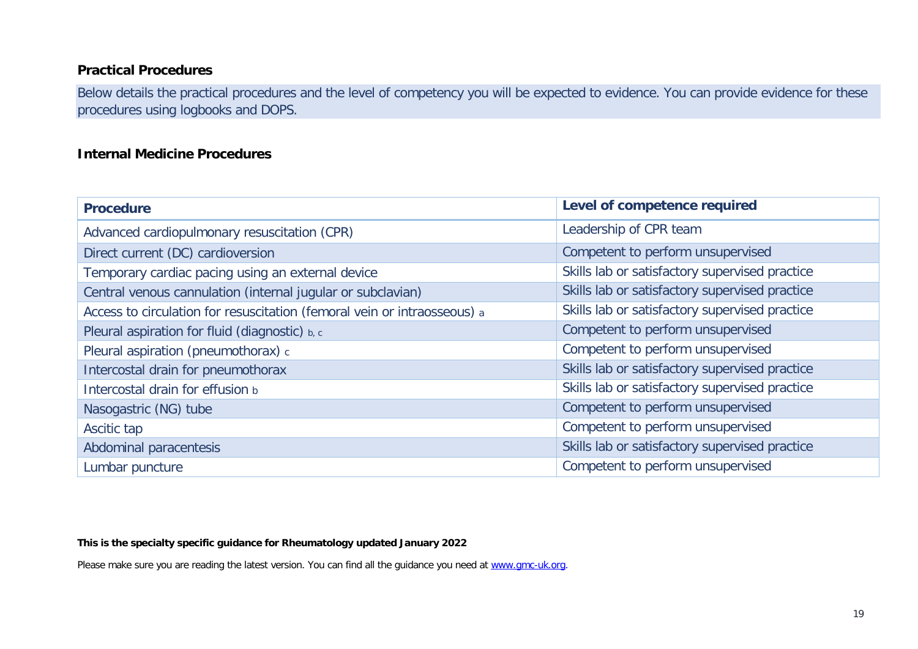## Practical Procedures

Below details the practical procedures and the level of competency you will be expected to evidence. You can provide evidence for these procedures using logbooks and DOPS.

## Internal Medicine Procedures

| Procedure | Level of competence required |
| --- | --- |
| Advanced cardiopulmonary resuscitation (CPR) | Leadership of CPR team |
| Direct current (DC) cardioversion | Competent to perform unsupervised |
| Temporary cardiac pacing using an external device | Skills lab or satisfactory supervised practice |
| Central venous cannulation (internal jugular or subclavian) | Skills lab or satisfactory supervised practice |
| Access to circulation for resuscitation (femoral vein or intraosseous) [a] | Skills lab or satisfactory supervised practice |
| Pleural aspiration for fluid (diagnostic) [b, c] | Competent to perform unsupervised |
| Pleural aspiration (pneumothorax) [c] | Competent to perform unsupervised |
| Intercostal drain for pneumothorax | Skills lab or satisfactory supervised practice |
| Intercostal drain for effusion [b] | Skills lab or satisfactory supervised practice |
| Nasogastric (NG) tube | Competent to perform unsupervised |
| Ascitic tap | Competent to perform unsupervised |
| Abdominal paracentesis | Skills lab or satisfactory supervised practice |
| Lumbar puncture | Competent to perform unsupervised |

**This is the specialty specific guidance for Rheumatology updated January 2022**

Please make sure you are reading the latest version. You can find all the guidance you need at www.gmc-uk.org.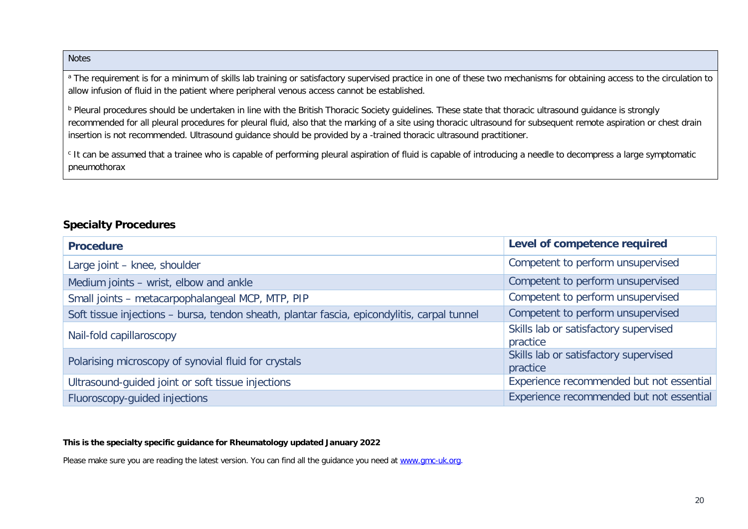| Notes |
| --- |
| [a] The requirement is for a minimum of skills lab training or satisfactory supervised practice in one of these two mechanisms for obtaining access to the circulation to allow infusion of fluid in the patient where peripheral venous access cannot be established.<br><br>[b] Pleural procedures should be undertaken in line with the British Thoracic Society guidelines. These state that thoracic ultrasound guidance is strongly recommended for all pleural procedures for pleural fluid, also that the marking of a site using thoracic ultrasound for subsequent remote aspiration or chest drain insertion is not recommended. Ultrasound guidance should be provided by a -trained thoracic ultrasound practitioner.<br><br>[c] It can be assumed that a trainee who is capable of performing pleural aspiration of fluid is capable of introducing a needle to decompress a large symptomatic pneumothorax |

## Specialty Procedures

| Procedure | Level of competence required |
| --- | --- |
| Large joint – knee, shoulder | Competent to perform unsupervised |
| Medium joints – wrist, elbow and ankle | Competent to perform unsupervised |
| Small joints – metacarpophalangeal MCP, MTP, PIP | Competent to perform unsupervised |
| Soft tissue injections – bursa, tendon sheath, plantar fascia, epicondylitis, carpal tunnel | Competent to perform unsupervised |
| Nail-fold capillaroscopy | Skills lab or satisfactory supervised practice |
| Polarising microscopy of synovial fluid for crystals | Skills lab or satisfactory supervised practice |
| Ultrasound-guided joint or soft tissue injections | Experience recommended but not essential |
| Fluoroscopy-guided injections | Experience recommended but not essential |

**This is the specialty specific guidance for Rheumatology updated January 2022**

Please make sure you are reading the latest version. You can find all the guidance you need at www.gmc-uk.org.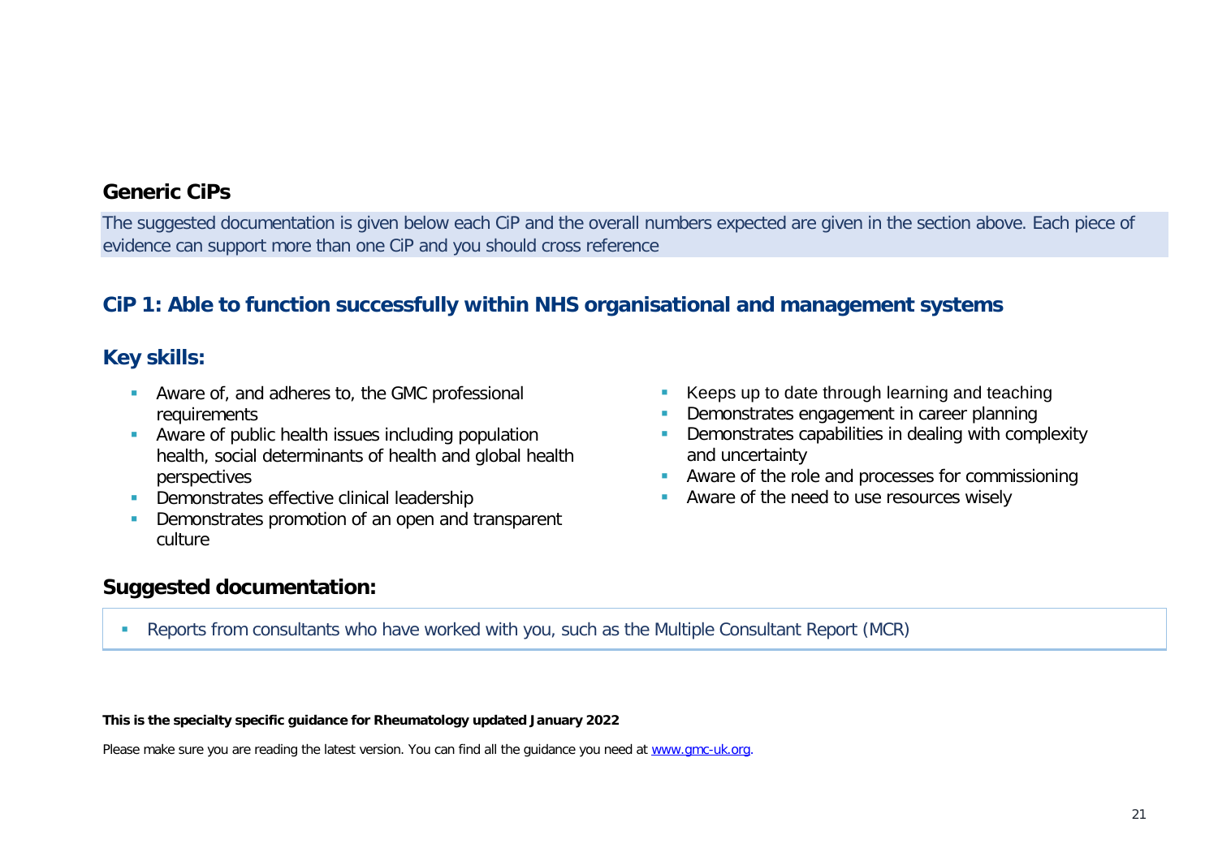## Generic CiPs

The suggested documentation is given below each CiP and the overall numbers expected are given in the section above. Each piece of evidence can support more than one CiP and you should cross reference

### CiP 1: Able to function successfully within NHS organisational and management systems

### Key skills:

- Aware of, and adheres to, the GMC professional requirements
- Aware of public health issues including population health, social determinants of health and global health perspectives
- Demonstrates effective clinical leadership
- Demonstrates promotion of an open and transparent culture
- Keeps up to date through learning and teaching
- Demonstrates engagement in career planning
- Demonstrates capabilities in dealing with complexity and uncertainty
- Aware of the role and processes for commissioning
- Aware of the need to use resources wisely

### Suggested documentation:

- Reports from consultants who have worked with you, such as the Multiple Consultant Report (MCR)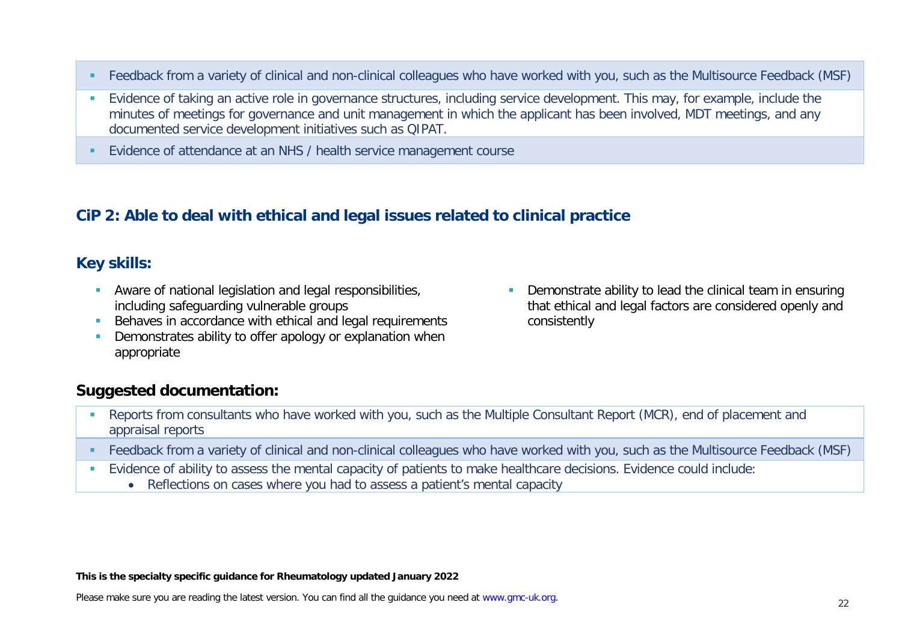- Feedback from a variety of clinical and non-clinical colleagues who have worked with you, such as the Multisource Feedback (MSF)
- Evidence of taking an active role in governance structures, including service development. This may, for example, include the minutes of meetings for governance and unit management in which the applicant has been involved, MDT meetings, and any documented service development initiatives such as QIPAT.
- Evidence of attendance at an NHS / health service management course

## CiP 2: Able to deal with ethical and legal issues related to clinical practice

### Key skills:

- Aware of national legislation and legal responsibilities, including safeguarding vulnerable groups
- Behaves in accordance with ethical and legal requirements
- Demonstrates ability to offer apology or explanation when appropriate
- Demonstrate ability to lead the clinical team in ensuring that ethical and legal factors are considered openly and consistently

### Suggested documentation:

- Reports from consultants who have worked with you, such as the Multiple Consultant Report (MCR), end of placement and appraisal reports
- Feedback from a variety of clinical and non-clinical colleagues who have worked with you, such as the Multisource Feedback (MSF)
- Evidence of ability to assess the mental capacity of patients to make healthcare decisions. Evidence could include:
  - Reflections on cases where you had to assess a patient's mental capacity

**This is the specialty specific guidance for Rheumatology updated January 2022**

Please make sure you are reading the latest version. You can find all the guidance you need at www.gmc-uk.org.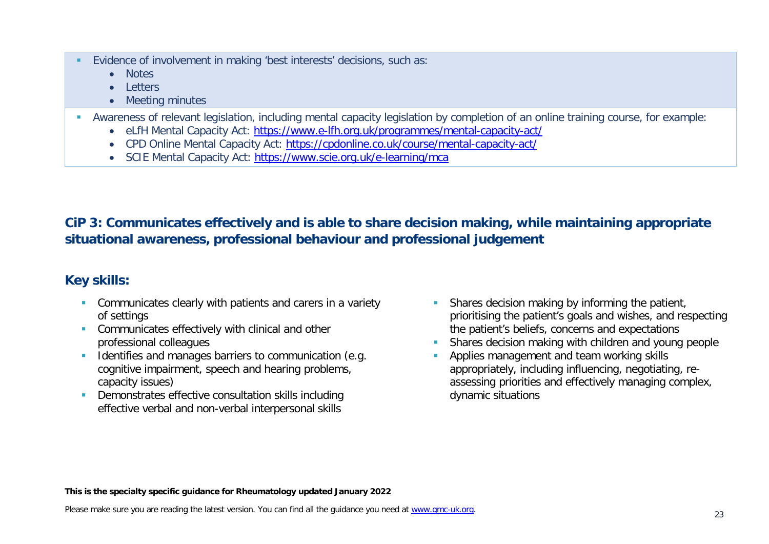- Evidence of involvement in making 'best interests' decisions, such as:
  - Notes
  - Letters
  - Meeting minutes
- Awareness of relevant legislation, including mental capacity legislation by completion of an online training course, for example:
  - eLfH Mental Capacity Act: https://www.e-lfh.org.uk/programmes/mental-capacity-act/
  - CPD Online Mental Capacity Act: https://cpdonline.co.uk/course/mental-capacity-act/
  - SCIE Mental Capacity Act: https://www.scie.org.uk/e-learning/mca

## CiP 3: Communicates effectively and is able to share decision making, while maintaining appropriate situational awareness, professional behaviour and professional judgement

### Key skills:

- Communicates clearly with patients and carers in a variety of settings
- Communicates effectively with clinical and other professional colleagues
- Identifies and manages barriers to communication (e.g. cognitive impairment, speech and hearing problems, capacity issues)
- Demonstrates effective consultation skills including effective verbal and non-verbal interpersonal skills
- Shares decision making by informing the patient, prioritising the patient's goals and wishes, and respecting the patient's beliefs, concerns and expectations
- Shares decision making with children and young people
- Applies management and team working skills appropriately, including influencing, negotiating, re-assessing priorities and effectively managing complex, dynamic situations

**This is the specialty specific guidance for Rheumatology updated January 2022**

Please make sure you are reading the latest version. You can find all the guidance you need at www.gmc-uk.org.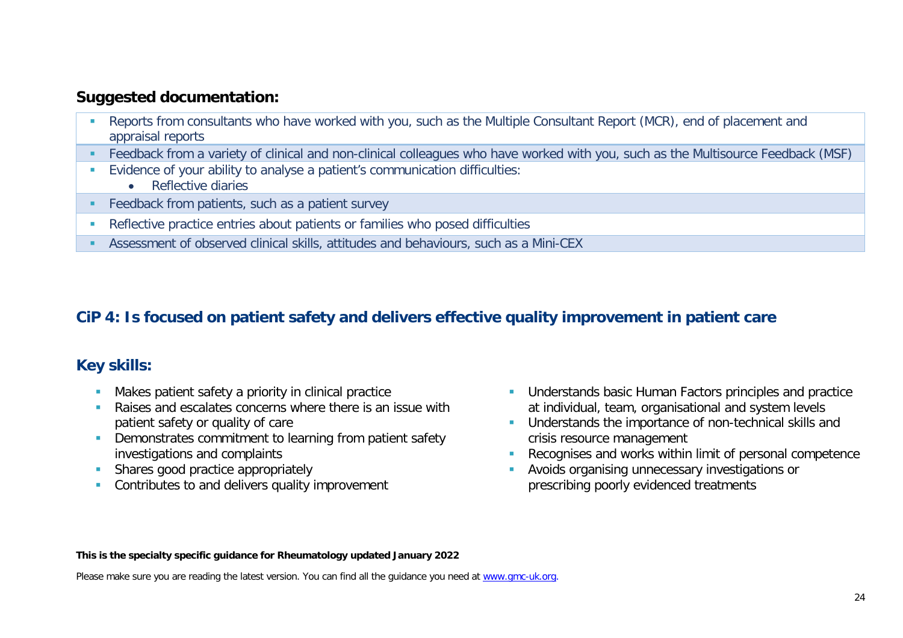## Suggested documentation:

- Reports from consultants who have worked with you, such as the Multiple Consultant Report (MCR), end of placement and appraisal reports
- Feedback from a variety of clinical and non-clinical colleagues who have worked with you, such as the Multisource Feedback (MSF)
- Evidence of your ability to analyse a patient's communication difficulties:
    - Reflective diaries
- Feedback from patients, such as a patient survey
- Reflective practice entries about patients or families who posed difficulties
- Assessment of observed clinical skills, attitudes and behaviours, such as a Mini-CEX

## CiP 4: Is focused on patient safety and delivers effective quality improvement in patient care

## Key skills:

- Makes patient safety a priority in clinical practice
- Raises and escalates concerns where there is an issue with patient safety or quality of care
- Demonstrates commitment to learning from patient safety investigations and complaints
- Shares good practice appropriately
- Contributes to and delivers quality improvement
- Understands basic Human Factors principles and practice at individual, team, organisational and system levels
- Understands the importance of non-technical skills and crisis resource management
- Recognises and works within limit of personal competence
- Avoids organising unnecessary investigations or prescribing poorly evidenced treatments

**This is the specialty specific guidance for Rheumatology updated January 2022**

Please make sure you are reading the latest version. You can find all the guidance you need at www.gmc-uk.org.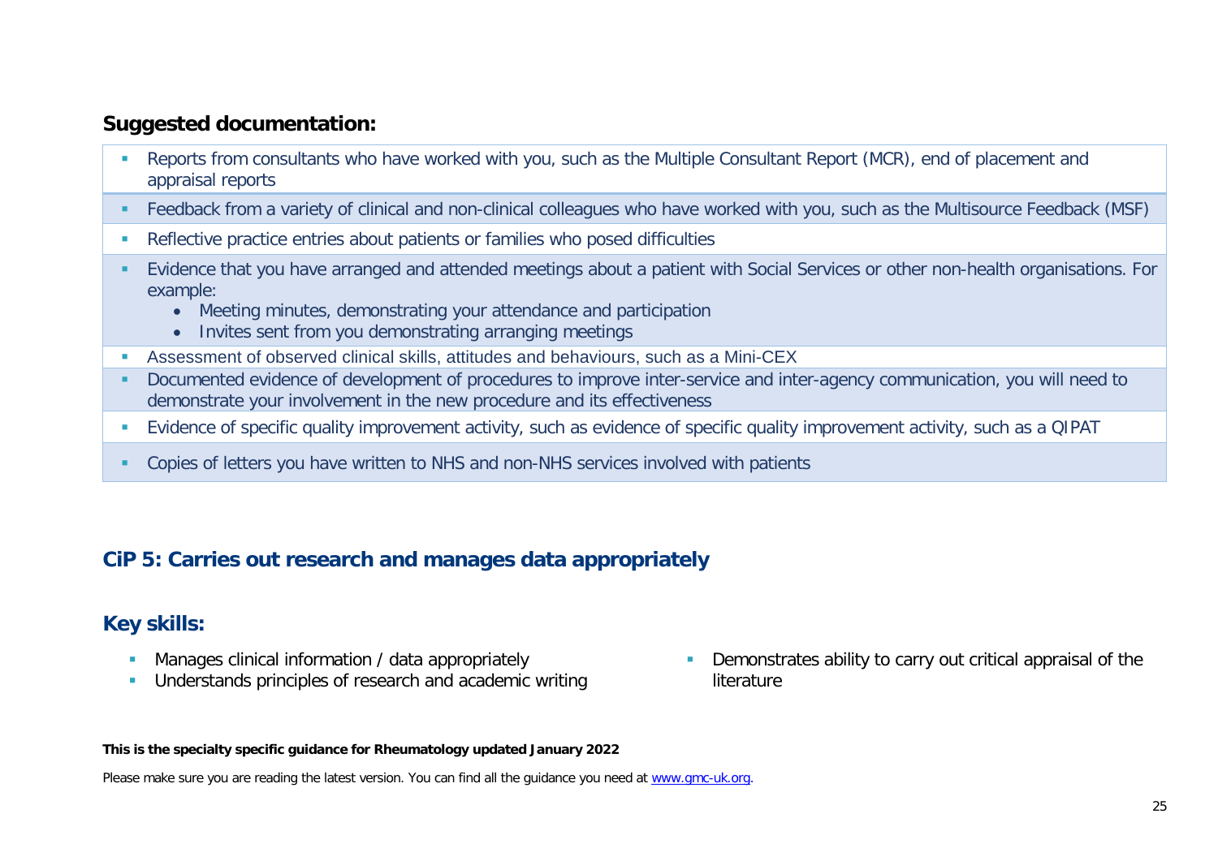## Suggested documentation:

- Reports from consultants who have worked with you, such as the Multiple Consultant Report (MCR), end of placement and appraisal reports
- Feedback from a variety of clinical and non-clinical colleagues who have worked with you, such as the Multisource Feedback (MSF)
- Reflective practice entries about patients or families who posed difficulties
- Evidence that you have arranged and attended meetings about a patient with Social Services or other non-health organisations. For example:
  - Meeting minutes, demonstrating your attendance and participation
  - Invites sent from you demonstrating arranging meetings
- Assessment of observed clinical skills, attitudes and behaviours, such as a Mini-CEX
- Documented evidence of development of procedures to improve inter-service and inter-agency communication, you will need to demonstrate your involvement in the new procedure and its effectiveness
- Evidence of specific quality improvement activity, such as evidence of specific quality improvement activity, such as a QIPAT
- Copies of letters you have written to NHS and non-NHS services involved with patients

## CiP 5: Carries out research and manages data appropriately

## Key skills:

- Manages clinical information / data appropriately
- Understands principles of research and academic writing
- Demonstrates ability to carry out critical appraisal of the literature

**This is the specialty specific guidance for Rheumatology updated January 2022**

Please make sure you are reading the latest version. You can find all the guidance you need at www.gmc-uk.org.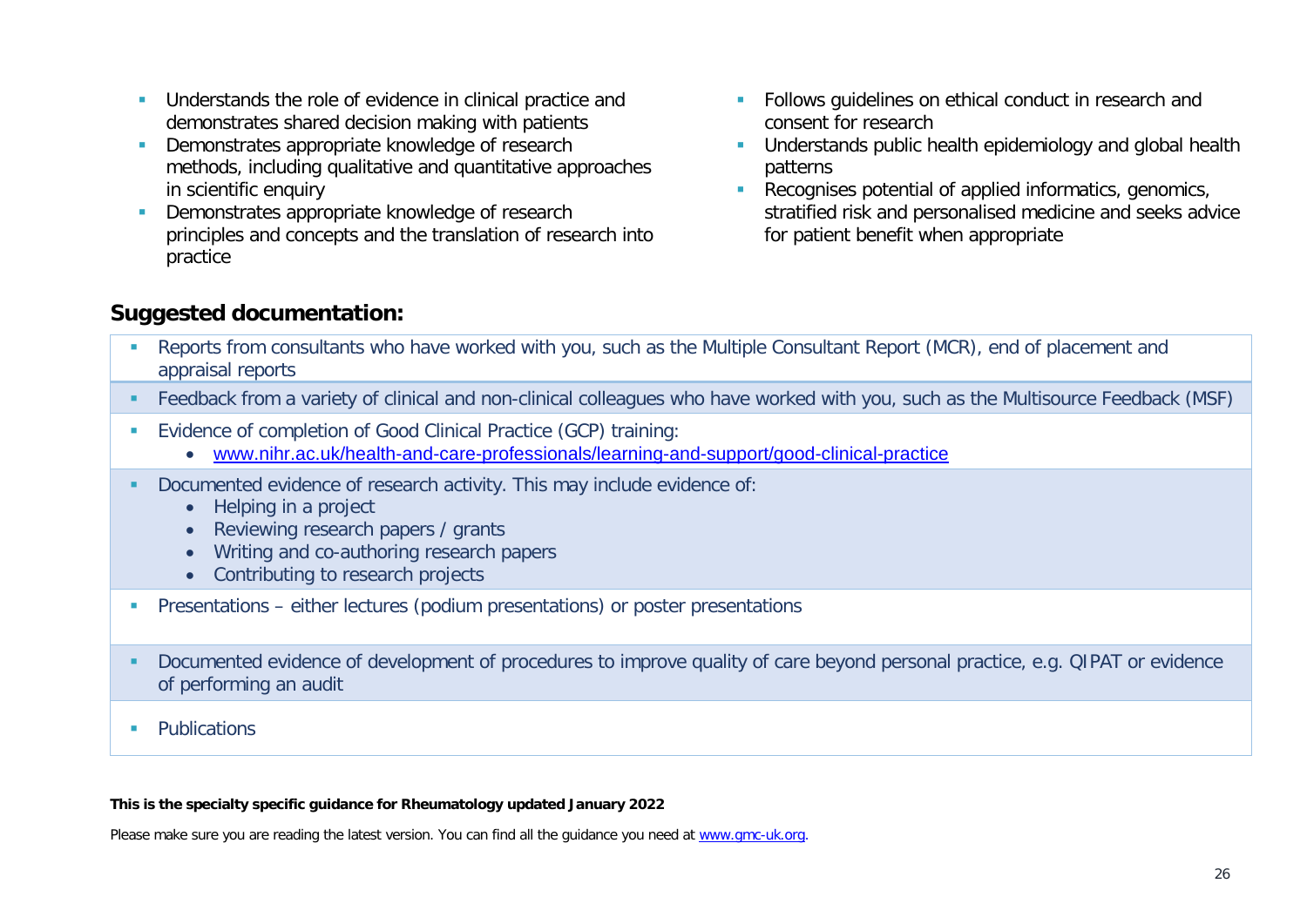- Understands the role of evidence in clinical practice and demonstrates shared decision making with patients
- Demonstrates appropriate knowledge of research methods, including qualitative and quantitative approaches in scientific enquiry
- Demonstrates appropriate knowledge of research principles and concepts and the translation of research into practice
- Follows guidelines on ethical conduct in research and consent for research
- Understands public health epidemiology and global health patterns
- Recognises potential of applied informatics, genomics, stratified risk and personalised medicine and seeks advice for patient benefit when appropriate

## Suggested documentation:

- Reports from consultants who have worked with you, such as the Multiple Consultant Report (MCR), end of placement and appraisal reports
- Feedback from a variety of clinical and non-clinical colleagues who have worked with you, such as the Multisource Feedback (MSF)
- Evidence of completion of Good Clinical Practice (GCP) training:
  - [www.nihr.ac.uk/health-and-care-professionals/learning-and-support/good-clinical-practice](http://www.nihr.ac.uk/health-and-care-professionals/learning-and-support/good-clinical-practice)
- Documented evidence of research activity. This may include evidence of:
  - Helping in a project
  - Reviewing research papers / grants
  - Writing and co-authoring research papers
  - Contributing to research projects
- Presentations – either lectures (podium presentations) or poster presentations
- Documented evidence of development of procedures to improve quality of care beyond personal practice, e.g. QIPAT or evidence of performing an audit
- Publications

**This is the specialty specific guidance for Rheumatology updated January 2022**

Please make sure you are reading the latest version. You can find all the guidance you need at [www.gmc-uk.org](http://www.gmc-uk.org).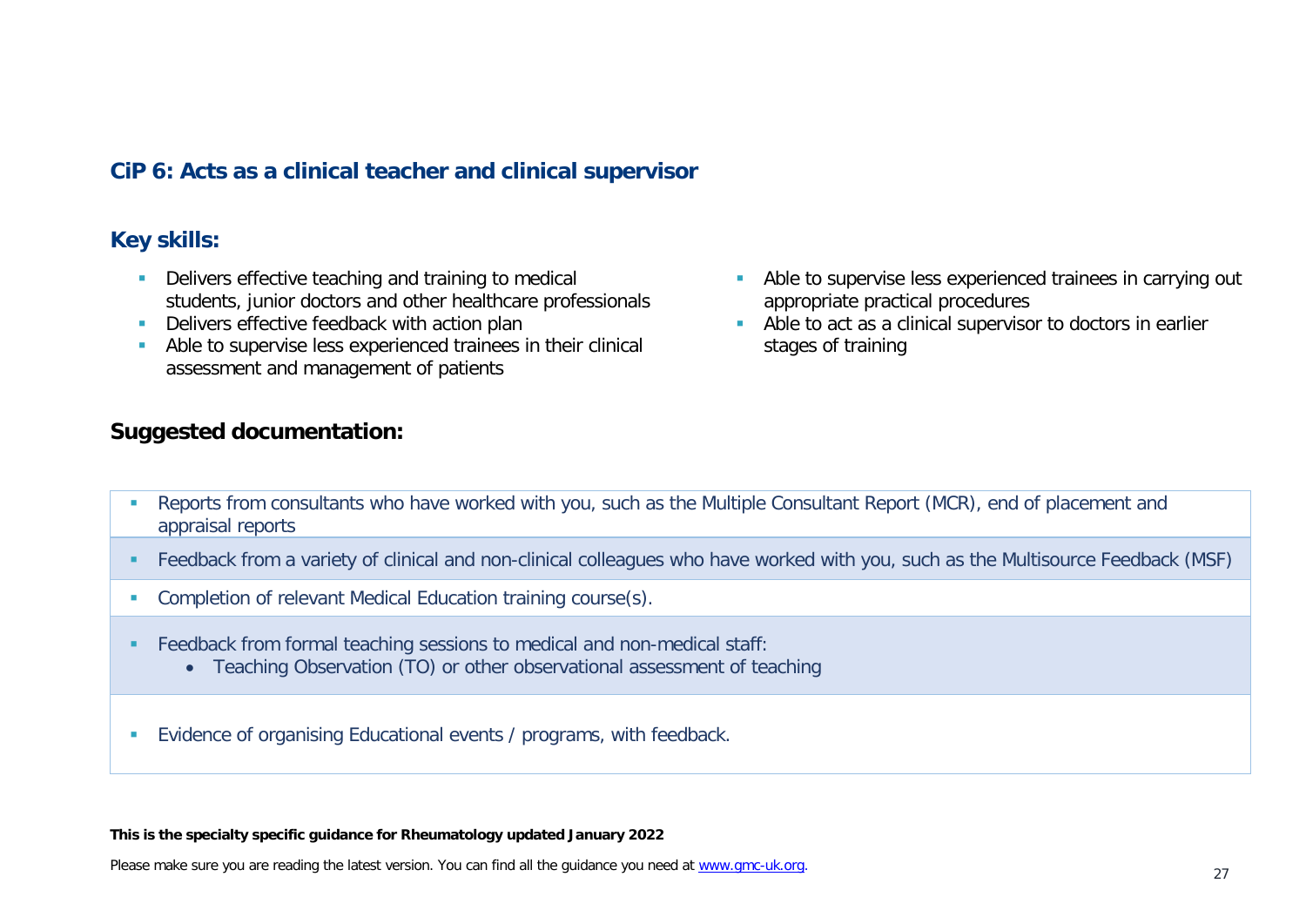## CiP 6: Acts as a clinical teacher and clinical supervisor

### Key skills:

- Delivers effective teaching and training to medical students, junior doctors and other healthcare professionals
- Delivers effective feedback with action plan
- Able to supervise less experienced trainees in their clinical assessment and management of patients
- Able to supervise less experienced trainees in carrying out appropriate practical procedures
- Able to act as a clinical supervisor to doctors in earlier stages of training

### Suggested documentation:

- Reports from consultants who have worked with you, such as the Multiple Consultant Report (MCR), end of placement and appraisal reports
- Feedback from a variety of clinical and non-clinical colleagues who have worked with you, such as the Multisource Feedback (MSF)
- Completion of relevant Medical Education training course(s).
- Feedback from formal teaching sessions to medical and non-medical staff:
  - Teaching Observation (TO) or other observational assessment of teaching
- Evidence of organising Educational events / programs, with feedback.

**This is the specialty specific guidance for Rheumatology updated January 2022**

Please make sure you are reading the latest version. You can find all the guidance you need at www.gmc-uk.org.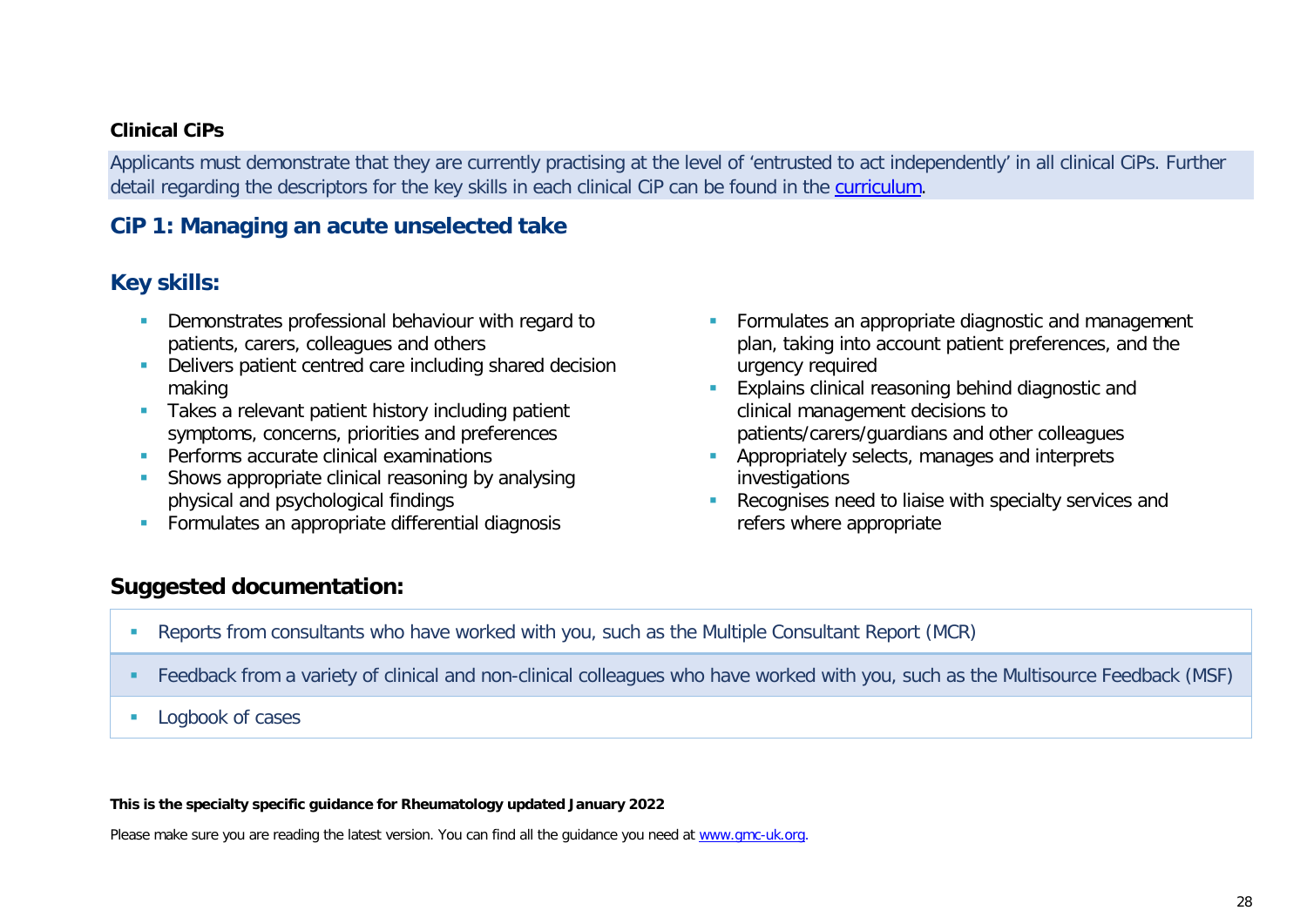**Clinical CiPs**

Applicants must demonstrate that they are currently practising at the level of 'entrusted to act independently' in all clinical CiPs. Further detail regarding the descriptors for the key skills in each clinical CiP can be found in the [curriculum](curriculum).

## CiP 1: Managing an acute unselected take

## Key skills:

- Demonstrates professional behaviour with regard to patients, carers, colleagues and others
- Delivers patient centred care including shared decision making
- Takes a relevant patient history including patient symptoms, concerns, priorities and preferences
- Performs accurate clinical examinations
- Shows appropriate clinical reasoning by analysing physical and psychological findings
- Formulates an appropriate differential diagnosis
- Formulates an appropriate diagnostic and management plan, taking into account patient preferences, and the urgency required
- Explains clinical reasoning behind diagnostic and clinical management decisions to patients/carers/guardians and other colleagues
- Appropriately selects, manages and interprets investigations
- Recognises need to liaise with specialty services and refers where appropriate

## Suggested documentation:

- Reports from consultants who have worked with you, such as the Multiple Consultant Report (MCR)
- Feedback from a variety of clinical and non-clinical colleagues who have worked with you, such as the Multisource Feedback (MSF)
- Logbook of cases

**This is the specialty specific guidance for Rheumatology updated January 2022**

Please make sure you are reading the latest version. You can find all the guidance you need at [www.gmc-uk.org](www.gmc-uk.org).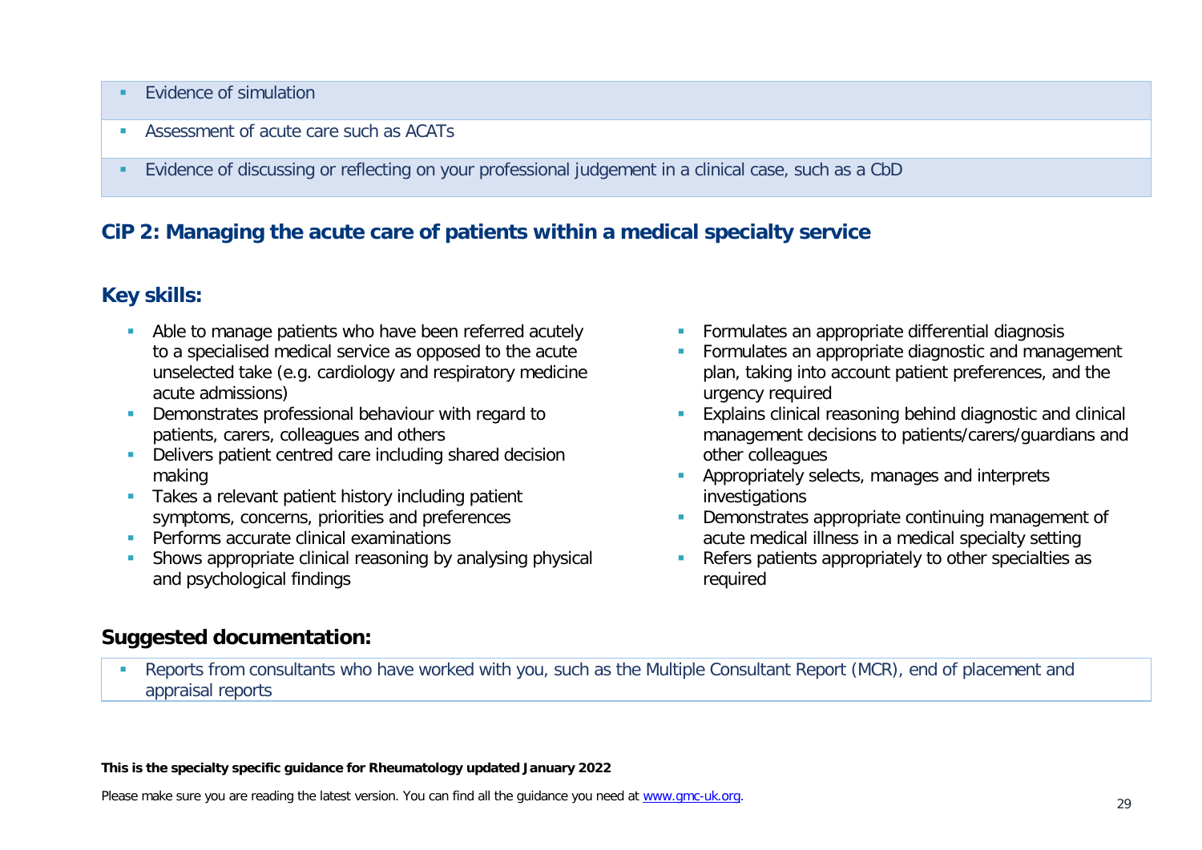- Evidence of simulation
- Assessment of acute care such as ACATs
- Evidence of discussing or reflecting on your professional judgement in a clinical case, such as a CbD

## CiP 2: Managing the acute care of patients within a medical specialty service

### Key skills:

- Able to manage patients who have been referred acutely to a specialised medical service as opposed to the acute unselected take (e.g. cardiology and respiratory medicine acute admissions)
- Demonstrates professional behaviour with regard to patients, carers, colleagues and others
- Delivers patient centred care including shared decision making
- Takes a relevant patient history including patient symptoms, concerns, priorities and preferences
- Performs accurate clinical examinations
- Shows appropriate clinical reasoning by analysing physical and psychological findings
- Formulates an appropriate differential diagnosis
- Formulates an appropriate diagnostic and management plan, taking into account patient preferences, and the urgency required
- Explains clinical reasoning behind diagnostic and clinical management decisions to patients/carers/guardians and other colleagues
- Appropriately selects, manages and interprets investigations
- Demonstrates appropriate continuing management of acute medical illness in a medical specialty setting
- Refers patients appropriately to other specialties as required

### Suggested documentation:

- Reports from consultants who have worked with you, such as the Multiple Consultant Report (MCR), end of placement and appraisal reports

**This is the specialty specific guidance for Rheumatology updated January 2022**

Please make sure you are reading the latest version. You can find all the guidance you need at www.gmc-uk.org.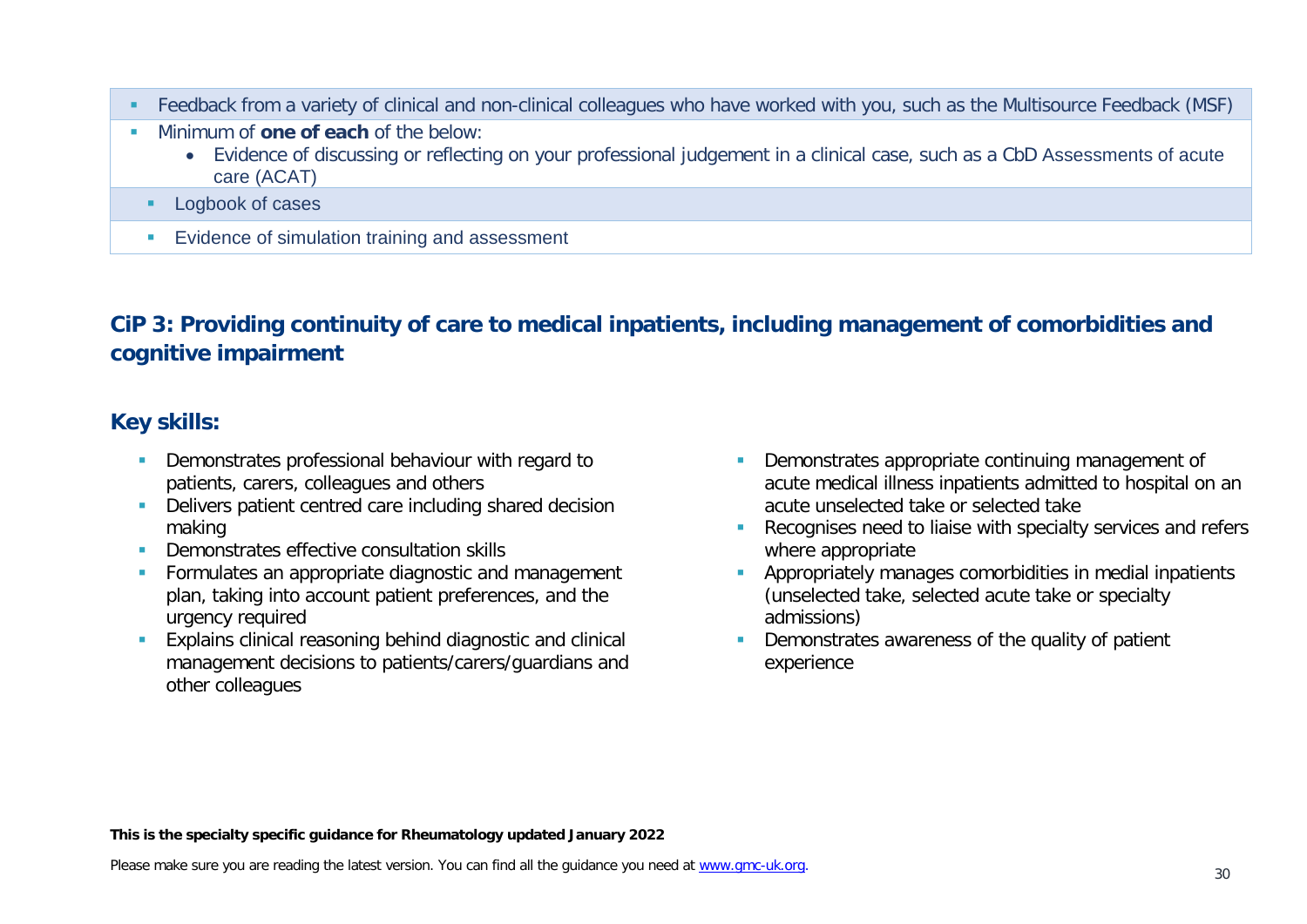- Feedback from a variety of clinical and non-clinical colleagues who have worked with you, such as the Multisource Feedback (MSF)
- Minimum of **one of each** of the below:
  - Evidence of discussing or reflecting on your professional judgement in a clinical case, such as a CbD Assessments of acute care (ACAT)
  - Logbook of cases
  - Evidence of simulation training and assessment

## CiP 3: Providing continuity of care to medical inpatients, including management of comorbidities and cognitive impairment

### Key skills:

- Demonstrates professional behaviour with regard to patients, carers, colleagues and others
- Delivers patient centred care including shared decision making
- Demonstrates effective consultation skills
- Formulates an appropriate diagnostic and management plan, taking into account patient preferences, and the urgency required
- Explains clinical reasoning behind diagnostic and clinical management decisions to patients/carers/guardians and other colleagues
- Demonstrates appropriate continuing management of acute medical illness inpatients admitted to hospital on an acute unselected take or selected take
- Recognises need to liaise with specialty services and refers where appropriate
- Appropriately manages comorbidities in medial inpatients (unselected take, selected acute take or specialty admissions)
- Demonstrates awareness of the quality of patient experience

**This is the specialty specific guidance for Rheumatology updated January 2022**

Please make sure you are reading the latest version. You can find all the guidance you need at [www.gmc-uk.org](www.gmc-uk.org).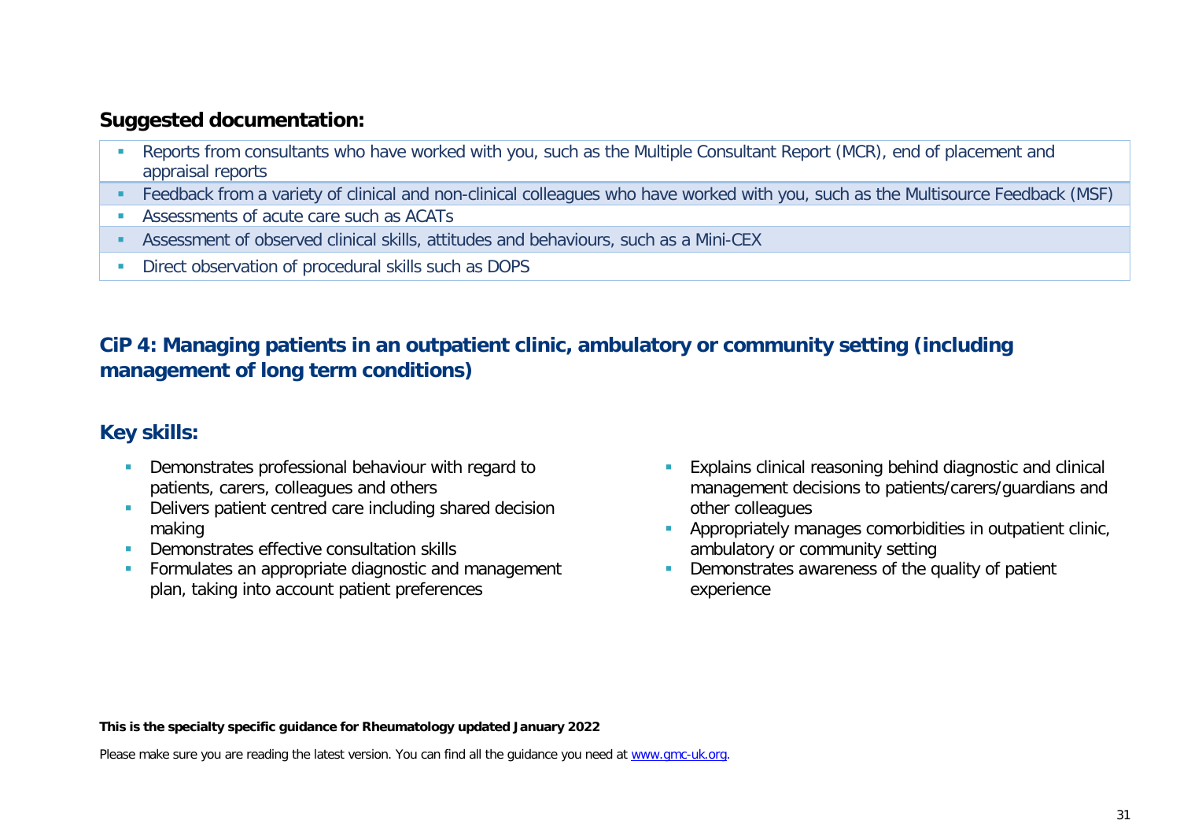## Suggested documentation:

- Reports from consultants who have worked with you, such as the Multiple Consultant Report (MCR), end of placement and appraisal reports
- Feedback from a variety of clinical and non-clinical colleagues who have worked with you, such as the Multisource Feedback (MSF)
- Assessments of acute care such as ACATs
- Assessment of observed clinical skills, attitudes and behaviours, such as a Mini-CEX
- Direct observation of procedural skills such as DOPS

## CiP 4: Managing patients in an outpatient clinic, ambulatory or community setting (including management of long term conditions)

### Key skills:

- Demonstrates professional behaviour with regard to patients, carers, colleagues and others
- Delivers patient centred care including shared decision making
- Demonstrates effective consultation skills
- Formulates an appropriate diagnostic and management plan, taking into account patient preferences
- Explains clinical reasoning behind diagnostic and clinical management decisions to patients/carers/guardians and other colleagues
- Appropriately manages comorbidities in outpatient clinic, ambulatory or community setting
- Demonstrates awareness of the quality of patient experience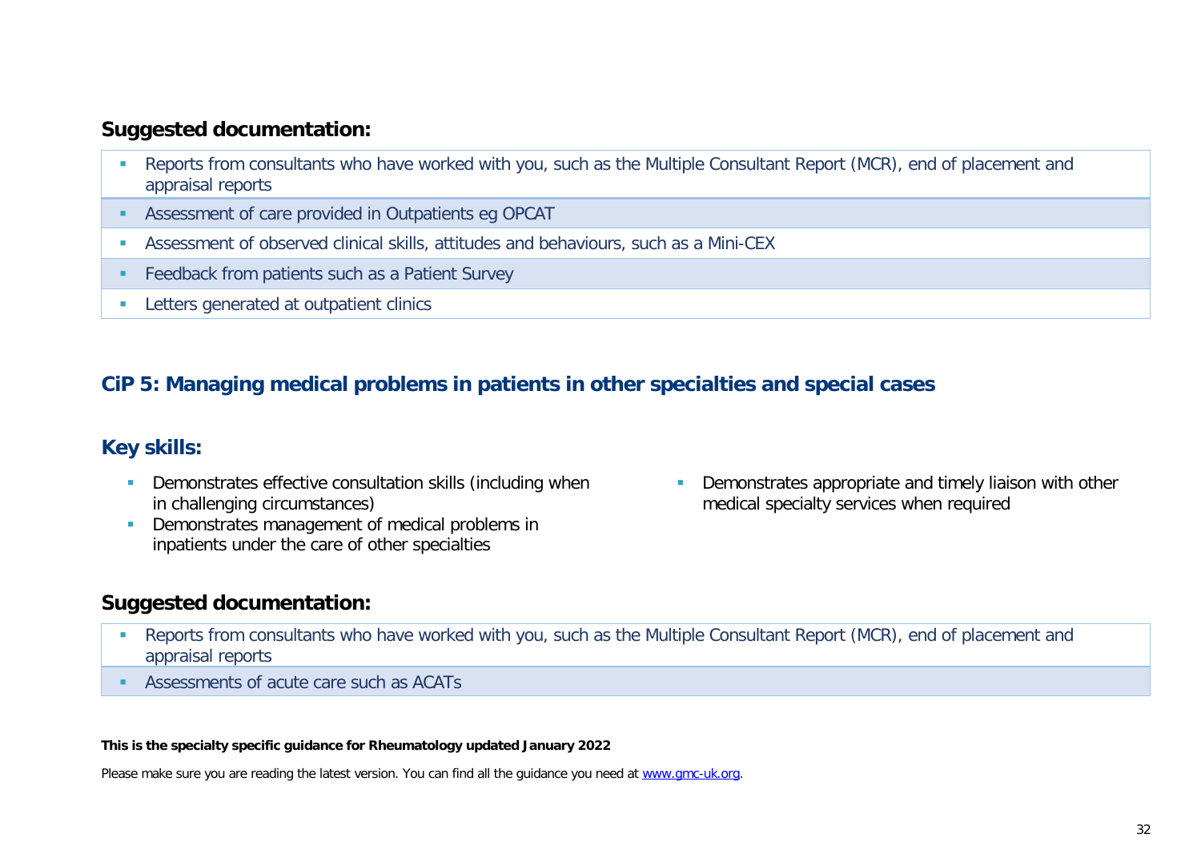### Suggested documentation:

- Reports from consultants who have worked with you, such as the Multiple Consultant Report (MCR), end of placement and appraisal reports
- Assessment of care provided in Outpatients eg OPCAT
- Assessment of observed clinical skills, attitudes and behaviours, such as a Mini-CEX
- Feedback from patients such as a Patient Survey
- Letters generated at outpatient clinics

## CiP 5: Managing medical problems in patients in other specialties and special cases

### Key skills:

- Demonstrates effective consultation skills (including when in challenging circumstances)
- Demonstrates management of medical problems in inpatients under the care of other specialties
- Demonstrates appropriate and timely liaison with other medical specialty services when required

### Suggested documentation:

- Reports from consultants who have worked with you, such as the Multiple Consultant Report (MCR), end of placement and appraisal reports
- Assessments of acute care such as ACATs

**This is the specialty specific guidance for Rheumatology updated January 2022**

Please make sure you are reading the latest version. You can find all the guidance you need at www.gmc-uk.org.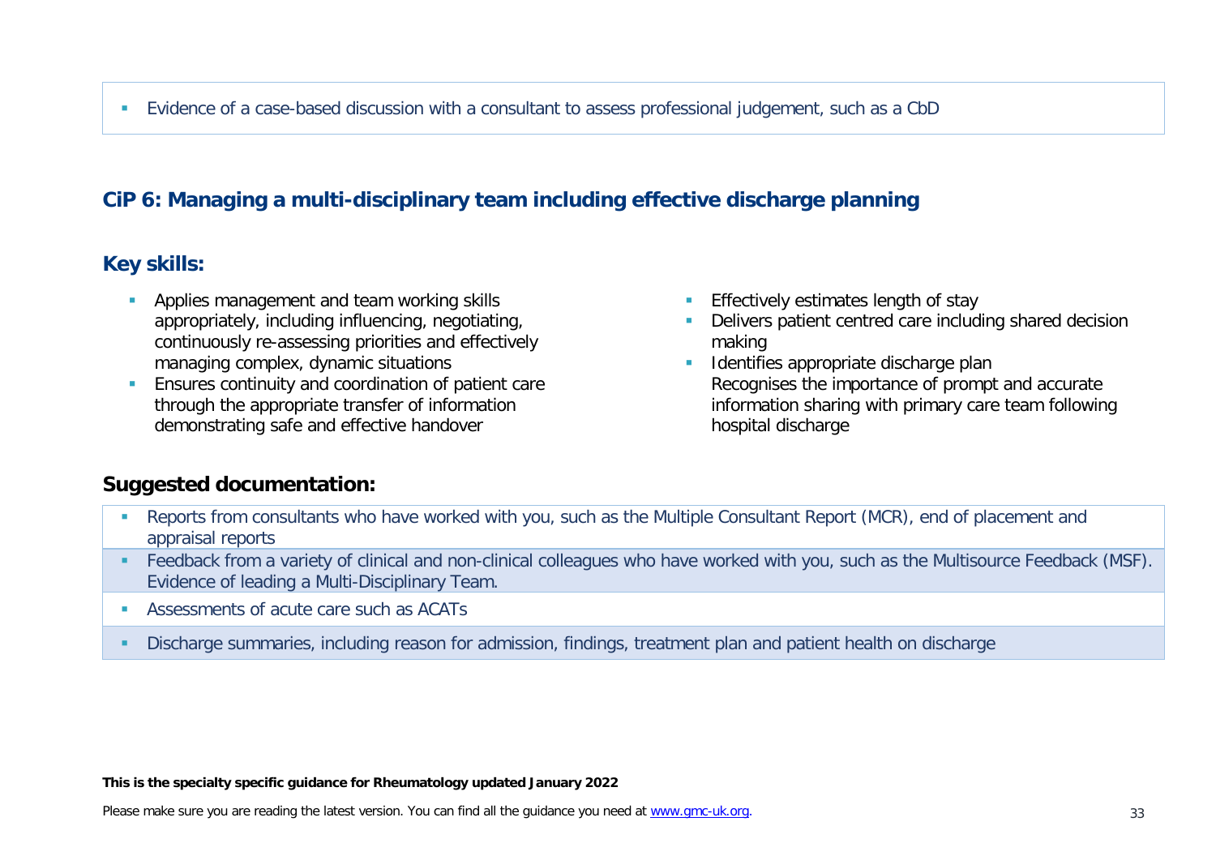- Evidence of a case-based discussion with a consultant to assess professional judgement, such as a CbD

## CiP 6: Managing a multi-disciplinary team including effective discharge planning

### Key skills:

- Applies management and team working skills appropriately, including influencing, negotiating, continuously re-assessing priorities and effectively managing complex, dynamic situations
- Ensures continuity and coordination of patient care through the appropriate transfer of information demonstrating safe and effective handover
- Effectively estimates length of stay
- Delivers patient centred care including shared decision making
- Identifies appropriate discharge plan
  Recognises the importance of prompt and accurate information sharing with primary care team following hospital discharge

### Suggested documentation:

- Reports from consultants who have worked with you, such as the Multiple Consultant Report (MCR), end of placement and appraisal reports
- Feedback from a variety of clinical and non-clinical colleagues who have worked with you, such as the Multisource Feedback (MSF). Evidence of leading a Multi-Disciplinary Team.
- Assessments of acute care such as ACATs
- Discharge summaries, including reason for admission, findings, treatment plan and patient health on discharge

**This is the specialty specific guidance for Rheumatology updated January 2022**

Please make sure you are reading the latest version. You can find all the guidance you need at www.gmc-uk.org.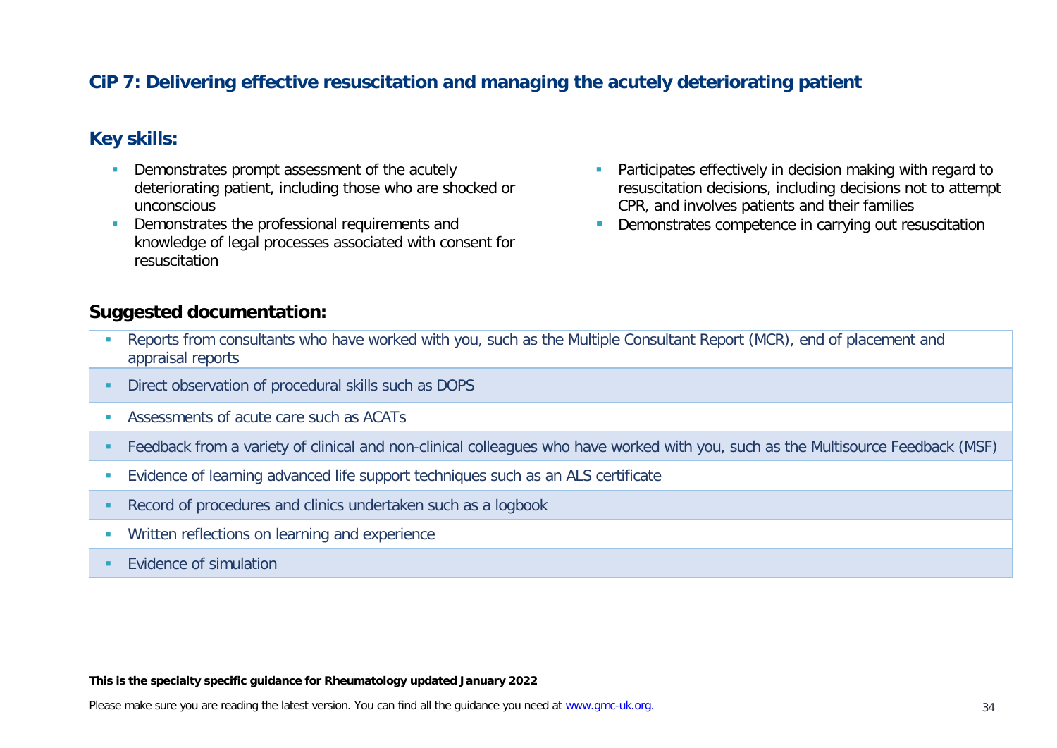## CiP 7: Delivering effective resuscitation and managing the acutely deteriorating patient

### Key skills:

- Demonstrates prompt assessment of the acutely deteriorating patient, including those who are shocked or unconscious
- Demonstrates the professional requirements and knowledge of legal processes associated with consent for resuscitation
- Participates effectively in decision making with regard to resuscitation decisions, including decisions not to attempt CPR, and involves patients and their families
- Demonstrates competence in carrying out resuscitation

### Suggested documentation:

- Reports from consultants who have worked with you, such as the Multiple Consultant Report (MCR), end of placement and appraisal reports
- Direct observation of procedural skills such as DOPS
- Assessments of acute care such as ACATs
- Feedback from a variety of clinical and non-clinical colleagues who have worked with you, such as the Multisource Feedback (MSF)
- Evidence of learning advanced life support techniques such as an ALS certificate
- Record of procedures and clinics undertaken such as a logbook
- Written reflections on learning and experience
- Evidence of simulation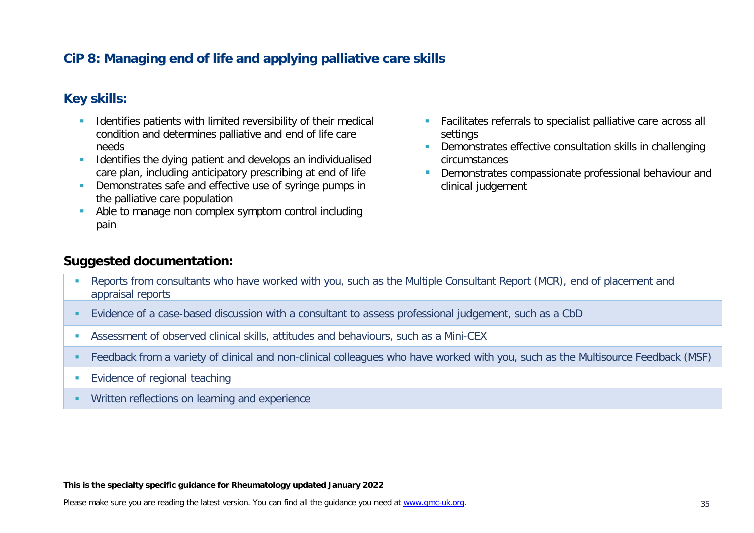## CiP 8: Managing end of life and applying palliative care skills

### Key skills:

- Identifies patients with limited reversibility of their medical condition and determines palliative and end of life care needs
- Identifies the dying patient and develops an individualised care plan, including anticipatory prescribing at end of life
- Demonstrates safe and effective use of syringe pumps in the palliative care population
- Able to manage non complex symptom control including pain
- Facilitates referrals to specialist palliative care across all settings
- Demonstrates effective consultation skills in challenging circumstances
- Demonstrates compassionate professional behaviour and clinical judgement

### Suggested documentation:

- Reports from consultants who have worked with you, such as the Multiple Consultant Report (MCR), end of placement and appraisal reports
- Evidence of a case-based discussion with a consultant to assess professional judgement, such as a CbD
- Assessment of observed clinical skills, attitudes and behaviours, such as a Mini-CEX
- Feedback from a variety of clinical and non-clinical colleagues who have worked with you, such as the Multisource Feedback (MSF)
- Evidence of regional teaching
- Written reflections on learning and experience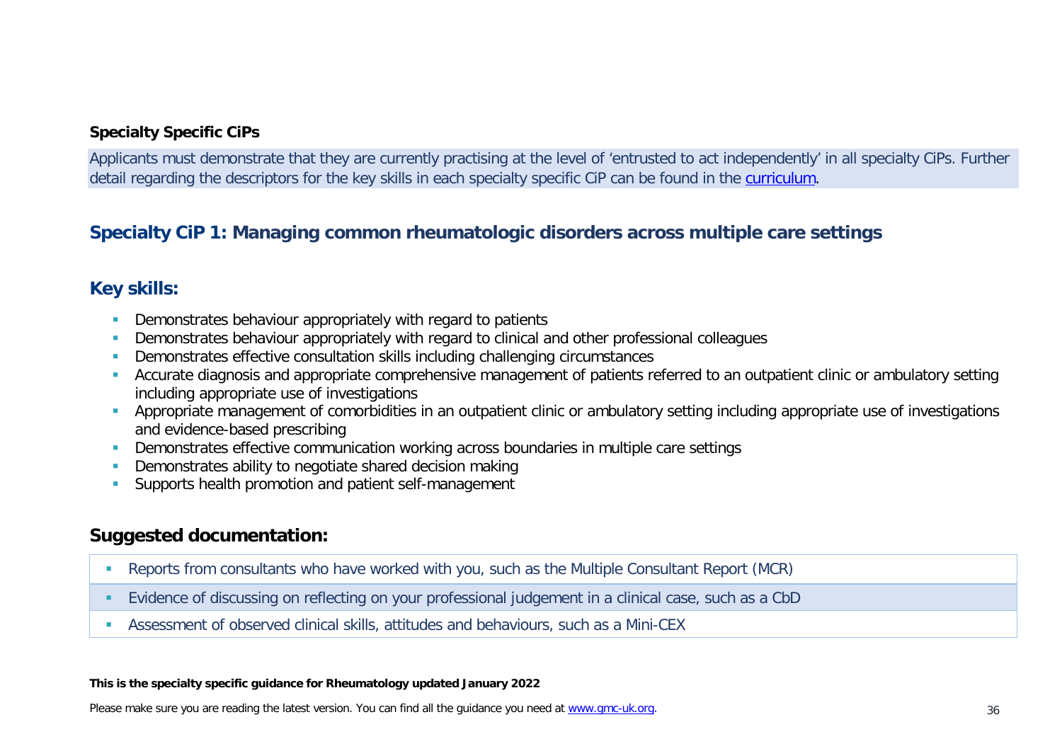**Specialty Specific CiPs**

Applicants must demonstrate that they are currently practising at the level of 'entrusted to act independently' in all specialty CiPs. Further detail regarding the descriptors for the key skills in each specialty specific CiP can be found in the curriculum.

## Specialty CiP 1: Managing common rheumatologic disorders across multiple care settings

## Key skills:

- Demonstrates behaviour appropriately with regard to patients
- Demonstrates behaviour appropriately with regard to clinical and other professional colleagues
- Demonstrates effective consultation skills including challenging circumstances
- Accurate diagnosis and appropriate comprehensive management of patients referred to an outpatient clinic or ambulatory setting including appropriate use of investigations
- Appropriate management of comorbidities in an outpatient clinic or ambulatory setting including appropriate use of investigations and evidence-based prescribing
- Demonstrates effective communication working across boundaries in multiple care settings
- Demonstrates ability to negotiate shared decision making
- Supports health promotion and patient self-management

## Suggested documentation:

- Reports from consultants who have worked with you, such as the Multiple Consultant Report (MCR)
- Evidence of discussing on reflecting on your professional judgement in a clinical case, such as a CbD
- Assessment of observed clinical skills, attitudes and behaviours, such as a Mini-CEX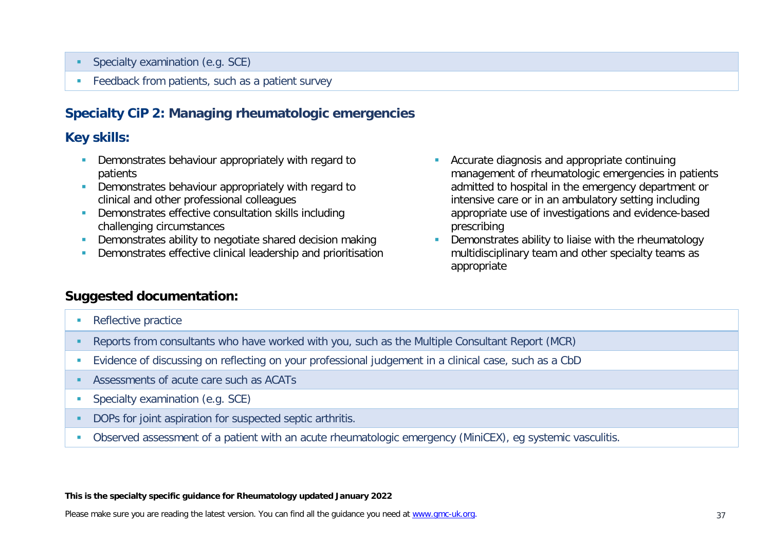- Specialty examination (e.g. SCE)
- Feedback from patients, such as a patient survey

## Specialty CiP 2: Managing rheumatologic emergencies

### Key skills:

- Demonstrates behaviour appropriately with regard to patients
- Demonstrates behaviour appropriately with regard to clinical and other professional colleagues
- Demonstrates effective consultation skills including challenging circumstances
- Demonstrates ability to negotiate shared decision making
- Demonstrates effective clinical leadership and prioritisation
- Accurate diagnosis and appropriate continuing management of rheumatologic emergencies in patients admitted to hospital in the emergency department or intensive care or in an ambulatory setting including appropriate use of investigations and evidence-based prescribing
- Demonstrates ability to liaise with the rheumatology multidisciplinary team and other specialty teams as appropriate

### Suggested documentation:

- Reflective practice
- Reports from consultants who have worked with you, such as the Multiple Consultant Report (MCR)
- Evidence of discussing on reflecting on your professional judgement in a clinical case, such as a CbD
- Assessments of acute care such as ACATs
- Specialty examination (e.g. SCE)
- DOPs for joint aspiration for suspected septic arthritis.
- Observed assessment of a patient with an acute rheumatologic emergency (MiniCEX), eg systemic vasculitis.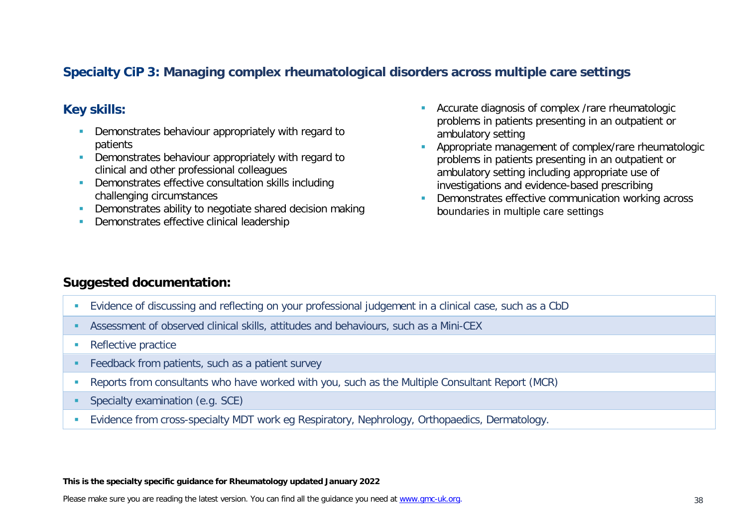## Specialty CiP 3: Managing complex rheumatological disorders across multiple care settings

### Key skills:

- Demonstrates behaviour appropriately with regard to patients
- Demonstrates behaviour appropriately with regard to clinical and other professional colleagues
- Demonstrates effective consultation skills including challenging circumstances
- Demonstrates ability to negotiate shared decision making
- Demonstrates effective clinical leadership
- Accurate diagnosis of complex /rare rheumatologic problems in patients presenting in an outpatient or ambulatory setting
- Appropriate management of complex/rare rheumatologic problems in patients presenting in an outpatient or ambulatory setting including appropriate use of investigations and evidence-based prescribing
- Demonstrates effective communication working across boundaries in multiple care settings

### Suggested documentation:

- Evidence of discussing and reflecting on your professional judgement in a clinical case, such as a CbD
- Assessment of observed clinical skills, attitudes and behaviours, such as a Mini-CEX
- Reflective practice
- Feedback from patients, such as a patient survey
- Reports from consultants who have worked with you, such as the Multiple Consultant Report (MCR)
- Specialty examination (e.g. SCE)
- Evidence from cross-specialty MDT work eg Respiratory, Nephrology, Orthopaedics, Dermatology.

**This is the specialty specific guidance for Rheumatology updated January 2022**

Please make sure you are reading the latest version. You can find all the guidance you need at www.gmc-uk.org.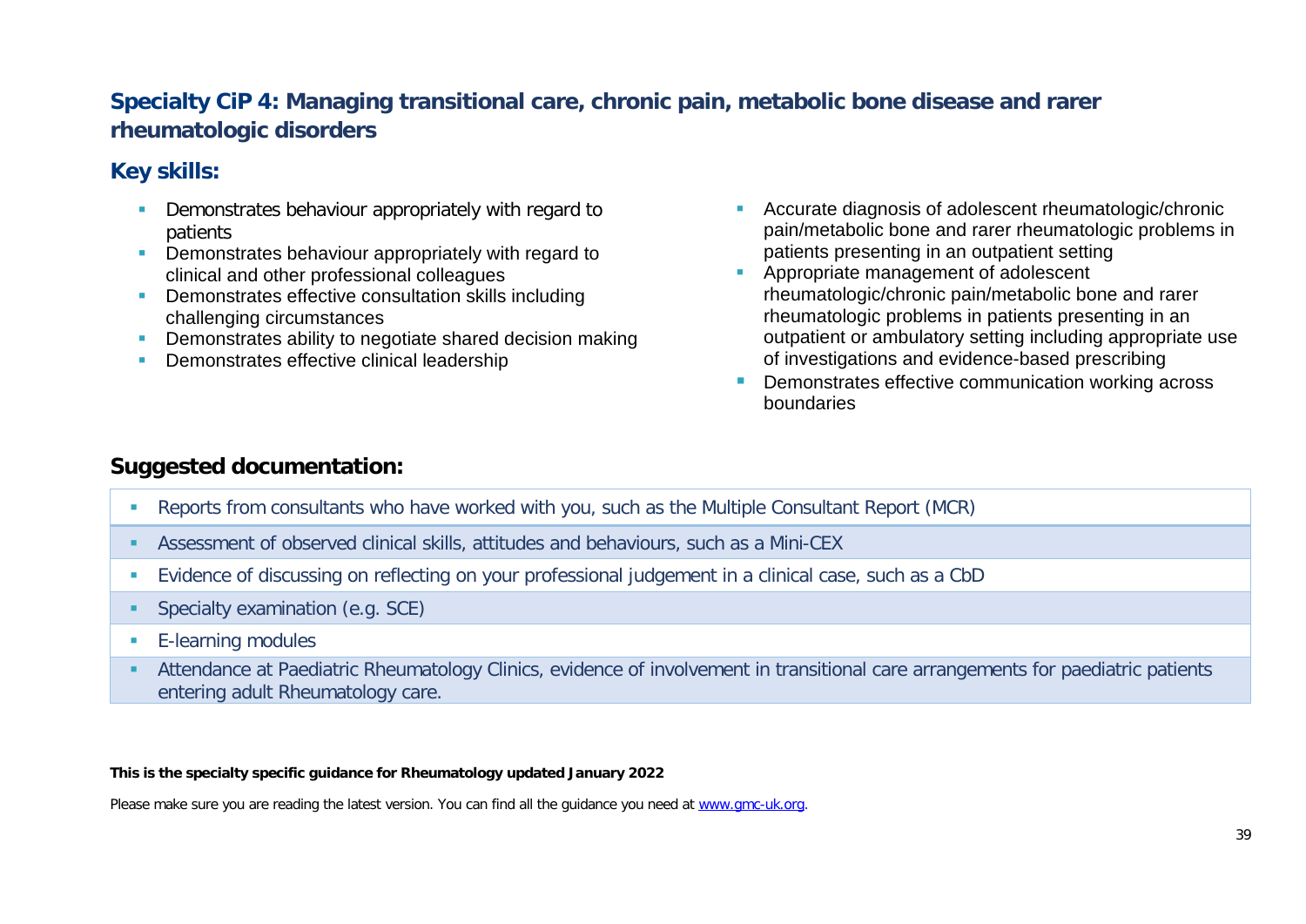## Specialty CiP 4: Managing transitional care, chronic pain, metabolic bone disease and rarer rheumatologic disorders

### Key skills:

- Demonstrates behaviour appropriately with regard to patients
- Demonstrates behaviour appropriately with regard to clinical and other professional colleagues
- Demonstrates effective consultation skills including challenging circumstances
- Demonstrates ability to negotiate shared decision making
- Demonstrates effective clinical leadership
- Accurate diagnosis of adolescent rheumatologic/chronic pain/metabolic bone and rarer rheumatologic problems in patients presenting in an outpatient setting
- Appropriate management of adolescent rheumatologic/chronic pain/metabolic bone and rarer rheumatologic problems in patients presenting in an outpatient or ambulatory setting including appropriate use of investigations and evidence-based prescribing
- Demonstrates effective communication working across boundaries

### Suggested documentation:

- Reports from consultants who have worked with you, such as the Multiple Consultant Report (MCR)
- Assessment of observed clinical skills, attitudes and behaviours, such as a Mini-CEX
- Evidence of discussing on reflecting on your professional judgement in a clinical case, such as a CbD
- Specialty examination (e.g. SCE)
- E-learning modules
- Attendance at Paediatric Rheumatology Clinics, evidence of involvement in transitional care arrangements for paediatric patients entering adult Rheumatology care.

**This is the specialty specific guidance for Rheumatology updated January 2022**

Please make sure you are reading the latest version. You can find all the guidance you need at www.gmc-uk.org.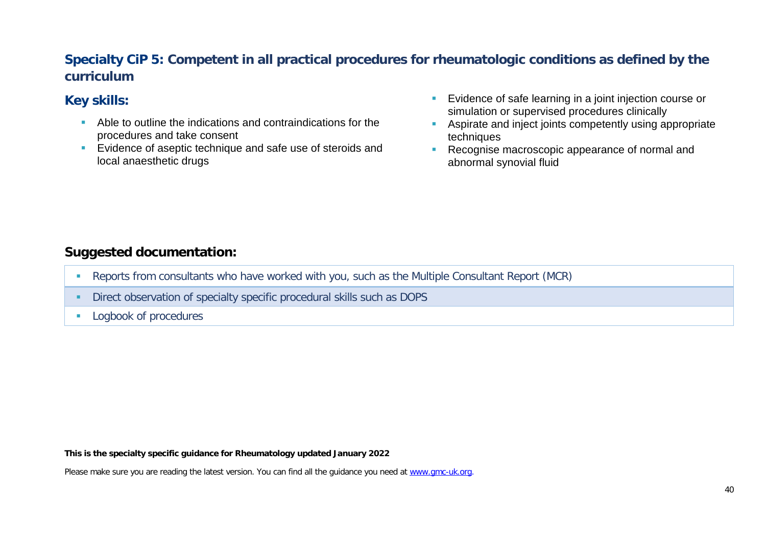## Specialty CiP 5: Competent in all practical procedures for rheumatologic conditions as defined by the curriculum

### Key skills:

- Able to outline the indications and contraindications for the procedures and take consent
- Evidence of aseptic technique and safe use of steroids and local anaesthetic drugs
- Evidence of safe learning in a joint injection course or simulation or supervised procedures clinically
- Aspirate and inject joints competently using appropriate techniques
- Recognise macroscopic appearance of normal and abnormal synovial fluid

### Suggested documentation:

- Reports from consultants who have worked with you, such as the Multiple Consultant Report (MCR)
- Direct observation of specialty specific procedural skills such as DOPS
- Logbook of procedures

**This is the specialty specific guidance for Rheumatology updated January 2022**

Please make sure you are reading the latest version. You can find all the guidance you need at www.gmc-uk.org.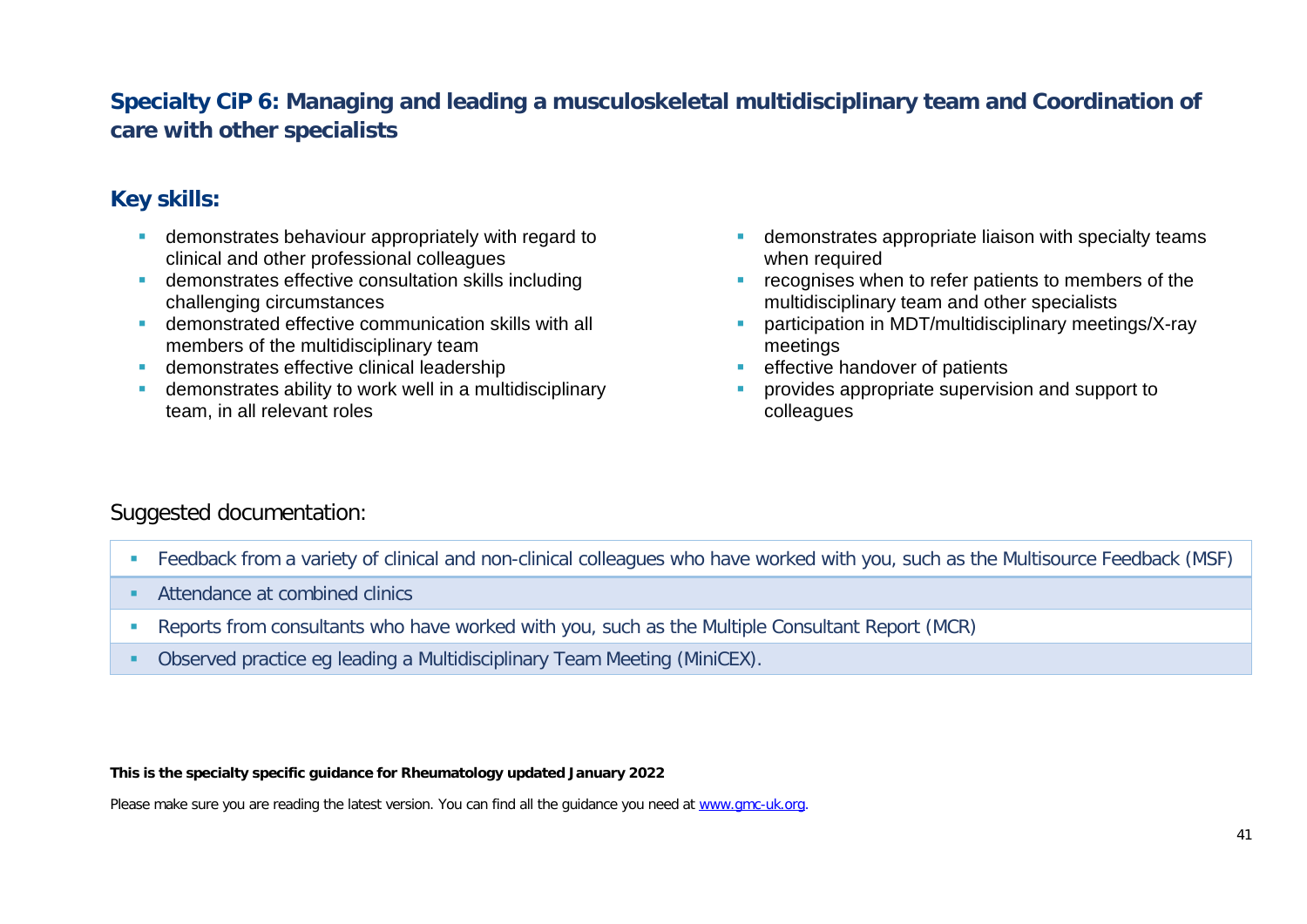## Specialty CiP 6: Managing and leading a musculoskeletal multidisciplinary team and Coordination of care with other specialists

### Key skills:

- demonstrates behaviour appropriately with regard to clinical and other professional colleagues
- demonstrates effective consultation skills including challenging circumstances
- demonstrated effective communication skills with all members of the multidisciplinary team
- demonstrates effective clinical leadership
- demonstrates ability to work well in a multidisciplinary team, in all relevant roles
- demonstrates appropriate liaison with specialty teams when required
- recognises when to refer patients to members of the multidisciplinary team and other specialists
- participation in MDT/multidisciplinary meetings/X-ray meetings
- effective handover of patients
- provides appropriate supervision and support to colleagues

Suggested documentation:

- Feedback from a variety of clinical and non-clinical colleagues who have worked with you, such as the Multisource Feedback (MSF)
- Attendance at combined clinics
- Reports from consultants who have worked with you, such as the Multiple Consultant Report (MCR)
- Observed practice eg leading a Multidisciplinary Team Meeting (MiniCEX).

**This is the specialty specific guidance for Rheumatology updated January 2022**

Please make sure you are reading the latest version. You can find all the guidance you need at www.gmc-uk.org.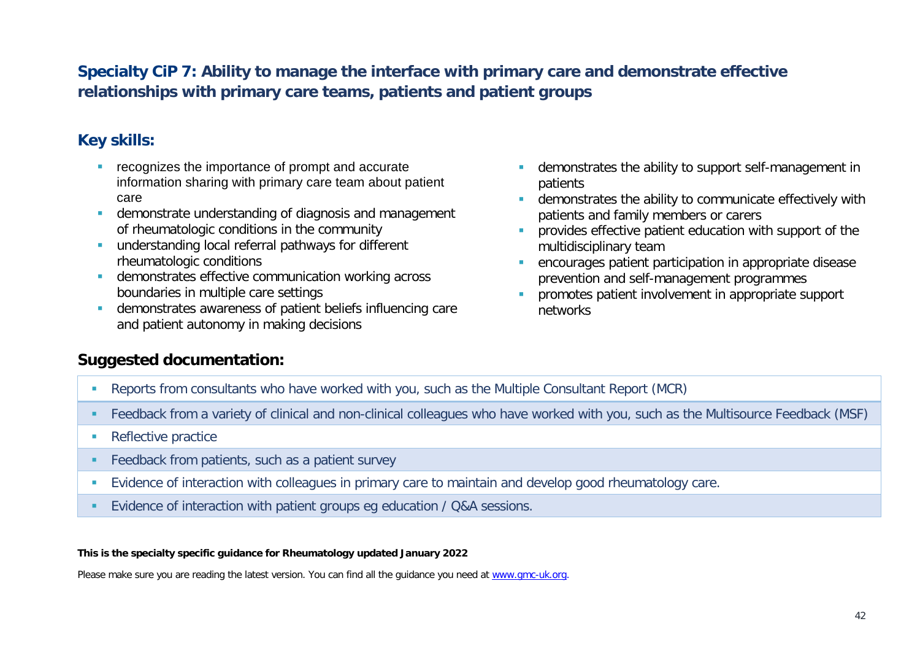## Specialty CiP 7: Ability to manage the interface with primary care and demonstrate effective relationships with primary care teams, patients and patient groups

### Key skills:

- recognizes the importance of prompt and accurate information sharing with primary care team about patient care
- demonstrate understanding of diagnosis and management of rheumatologic conditions in the community
- understanding local referral pathways for different rheumatologic conditions
- demonstrates effective communication working across boundaries in multiple care settings
- demonstrates awareness of patient beliefs influencing care and patient autonomy in making decisions
- demonstrates the ability to support self-management in patients
- demonstrates the ability to communicate effectively with patients and family members or carers
- provides effective patient education with support of the multidisciplinary team
- encourages patient participation in appropriate disease prevention and self-management programmes
- promotes patient involvement in appropriate support networks

### Suggested documentation:

- Reports from consultants who have worked with you, such as the Multiple Consultant Report (MCR)
- Feedback from a variety of clinical and non-clinical colleagues who have worked with you, such as the Multisource Feedback (MSF)
- Reflective practice
- Feedback from patients, such as a patient survey
- Evidence of interaction with colleagues in primary care to maintain and develop good rheumatology care.
- Evidence of interaction with patient groups eg education / Q&A sessions.

**This is the specialty specific guidance for Rheumatology updated January 2022**

Please make sure you are reading the latest version. You can find all the guidance you need at www.gmc-uk.org.